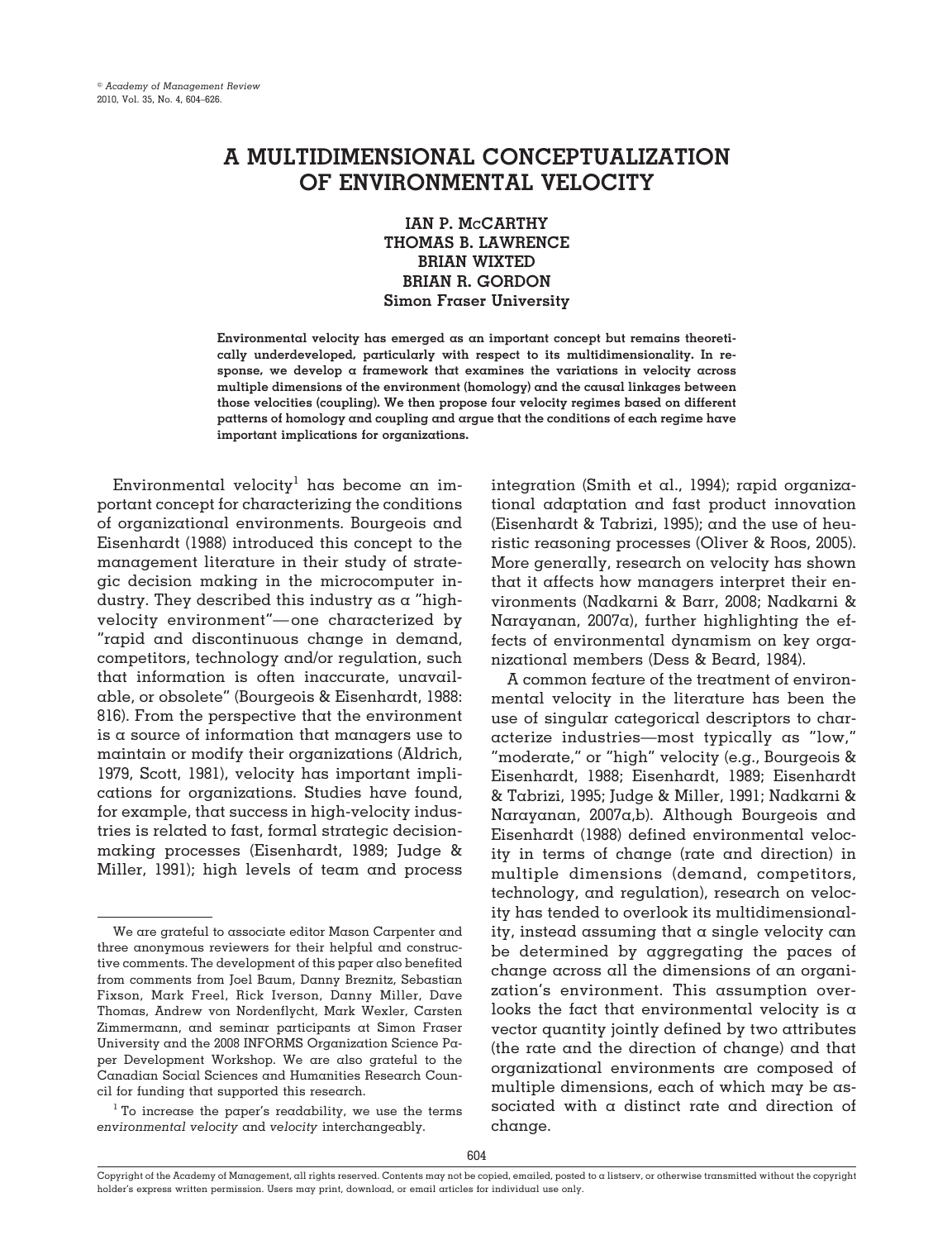# A MULTIDIMENSIONAL CONCEPTUALIZATION OF ENVIRONMENTAL VELOCITY

**IAN P. McCARTHY**
**THOMAS B. LAWRENCE**
**BRIAN WIXTED**
**BRIAN R. GORDON**
**Simon Fraser University**

**Environmental velocity has emerged as an important concept but remains theoretically underdeveloped, particularly with respect to its multidimensionality. In response, we develop a framework that examines the variations in velocity across multiple dimensions of the environment (homology) and the causal linkages between those velocities (coupling). We then propose four velocity regimes based on different patterns of homology and coupling and argue that the conditions of each regime have important implications for organizations.**

Environmental velocity[1] has become an important concept for characterizing the conditions of organizational environments. Bourgeois and Eisenhardt (1988) introduced this concept to the management literature in their study of strategic decision making in the microcomputer industry. They described this industry as a "high-velocity environment"—one characterized by "rapid and discontinuous change in demand, competitors, technology and/or regulation, such that information is often inaccurate, unavailable, or obsolete" (Bourgeois & Eisenhardt, 1988: 816). From the perspective that the environment is a source of information that managers use to maintain or modify their organizations (Aldrich, 1979, Scott, 1981), velocity has important implications for organizations. Studies have found, for example, that success in high-velocity industries is related to fast, formal strategic decision-making processes (Eisenhardt, 1989; Judge & Miller, 1991); high levels of team and process integration (Smith et al., 1994); rapid organizational adaptation and fast product innovation (Eisenhardt & Tabrizi, 1995); and the use of heuristic reasoning processes (Oliver & Roos, 2005). More generally, research on velocity has shown that it affects how managers interpret their environments (Nadkarni & Barr, 2008; Nadkarni & Narayanan, 2007a), further highlighting the effects of environmental dynamism on key organizational members (Dess & Beard, 1984).

A common feature of the treatment of environmental velocity in the literature has been the use of singular categorical descriptors to characterize industries—most typically as "low," "moderate," or "high" velocity (e.g., Bourgeois & Eisenhardt, 1988; Eisenhardt, 1989; Eisenhardt & Tabrizi, 1995; Judge & Miller, 1991; Nadkarni & Narayanan, 2007a,b). Although Bourgeois and Eisenhardt (1988) defined environmental velocity in terms of change (rate and direction) in multiple dimensions (demand, competitors, technology, and regulation), research on velocity has tended to overlook its multidimensionality, instead assuming that a single velocity can be determined by aggregating the paces of change across all the dimensions of an organization's environment. This assumption overlooks the fact that environmental velocity is a vector quantity jointly defined by two attributes (the rate and the direction of change) and that organizational environments are composed of multiple dimensions, each of which may be associated with a distinct rate and direction of change.

---

We are grateful to associate editor Mason Carpenter and three anonymous reviewers for their helpful and constructive comments. The development of this paper also benefited from comments from Joel Baum, Danny Breznitz, Sebastian Fixson, Mark Freel, Rick Iverson, Danny Miller, Dave Thomas, Andrew von Nordenflycht, Mark Wexler, Carsten Zimmermann, and seminar participants at Simon Fraser University and the 2008 INFORMS Organization Science Paper Development Workshop. We are also grateful to the Canadian Social Sciences and Humanities Research Council for funding that supported this research.

[1] To increase the paper's readability, we use the terms *environmental velocity* and *velocity* interchangeably.

Copyright of the Academy of Management, all rights reserved. Contents may not be copied, emailed, posted to a listserv, or otherwise transmitted without the copyright holder's express written permission. Users may print, download, or email articles for individual use only.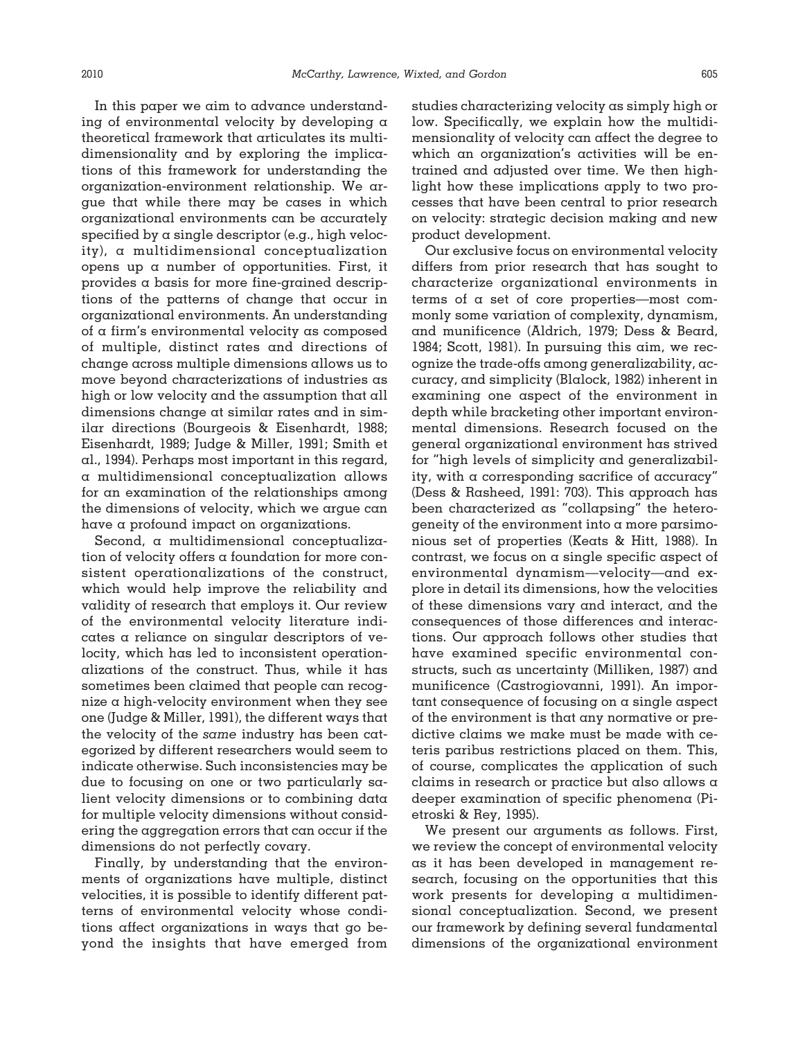In this paper we aim to advance understanding of environmental velocity by developing a theoretical framework that articulates its multidimensionality and by exploring the implications of this framework for understanding the organization-environment relationship. We argue that while there may be cases in which organizational environments can be accurately specified by a single descriptor (e.g., high velocity), a multidimensional conceptualization opens up a number of opportunities. First, it provides a basis for more fine-grained descriptions of the patterns of change that occur in organizational environments. An understanding of a firm's environmental velocity as composed of multiple, distinct rates and directions of change across multiple dimensions allows us to move beyond characterizations of industries as high or low velocity and the assumption that all dimensions change at similar rates and in similar directions (Bourgeois & Eisenhardt, 1988; Eisenhardt, 1989; Judge & Miller, 1991; Smith et al., 1994). Perhaps most important in this regard, a multidimensional conceptualization allows for an examination of the relationships among the dimensions of velocity, which we argue can have a profound impact on organizations.

Second, a multidimensional conceptualization of velocity offers a foundation for more consistent operationalizations of the construct, which would help improve the reliability and validity of research that employs it. Our review of the environmental velocity literature indicates a reliance on singular descriptors of velocity, which has led to inconsistent operationalizations of the construct. Thus, while it has sometimes been claimed that people can recognize a high-velocity environment when they see one (Judge & Miller, 1991), the different ways that the velocity of the *same* industry has been categorized by different researchers would seem to indicate otherwise. Such inconsistencies may be due to focusing on one or two particularly salient velocity dimensions or to combining data for multiple velocity dimensions without considering the aggregation errors that can occur if the dimensions do not perfectly covary.

Finally, by understanding that the environments of organizations have multiple, distinct velocities, it is possible to identify different patterns of environmental velocity whose conditions affect organizations in ways that go beyond the insights that have emerged from studies characterizing velocity as simply high or low. Specifically, we explain how the multidimensionality of velocity can affect the degree to which an organization's activities will be entrained and adjusted over time. We then highlight how these implications apply to two processes that have been central to prior research on velocity: strategic decision making and new product development.

Our exclusive focus on environmental velocity differs from prior research that has sought to characterize organizational environments in terms of a set of core properties—most commonly some variation of complexity, dynamism, and munificence (Aldrich, 1979; Dess & Beard, 1984; Scott, 1981). In pursuing this aim, we recognize the trade-offs among generalizability, accuracy, and simplicity (Blalock, 1982) inherent in examining one aspect of the environment in depth while bracketing other important environmental dimensions. Research focused on the general organizational environment has strived for "high levels of simplicity and generalizability, with a corresponding sacrifice of accuracy" (Dess & Rasheed, 1991: 703). This approach has been characterized as "collapsing" the heterogeneity of the environment into a more parsimonious set of properties (Keats & Hitt, 1988). In contrast, we focus on a single specific aspect of environmental dynamism—velocity—and explore in detail its dimensions, how the velocities of these dimensions vary and interact, and the consequences of those differences and interactions. Our approach follows other studies that have examined specific environmental constructs, such as uncertainty (Milliken, 1987) and munificence (Castrogiovanni, 1991). An important consequence of focusing on a single aspect of the environment is that any normative or predictive claims we make must be made with ceteris paribus restrictions placed on them. This, of course, complicates the application of such claims in research or practice but also allows a deeper examination of specific phenomena (Pietroski & Rey, 1995).

We present our arguments as follows. First, we review the concept of environmental velocity as it has been developed in management research, focusing on the opportunities that this work presents for developing a multidimensional conceptualization. Second, we present our framework by defining several fundamental dimensions of the organizational environment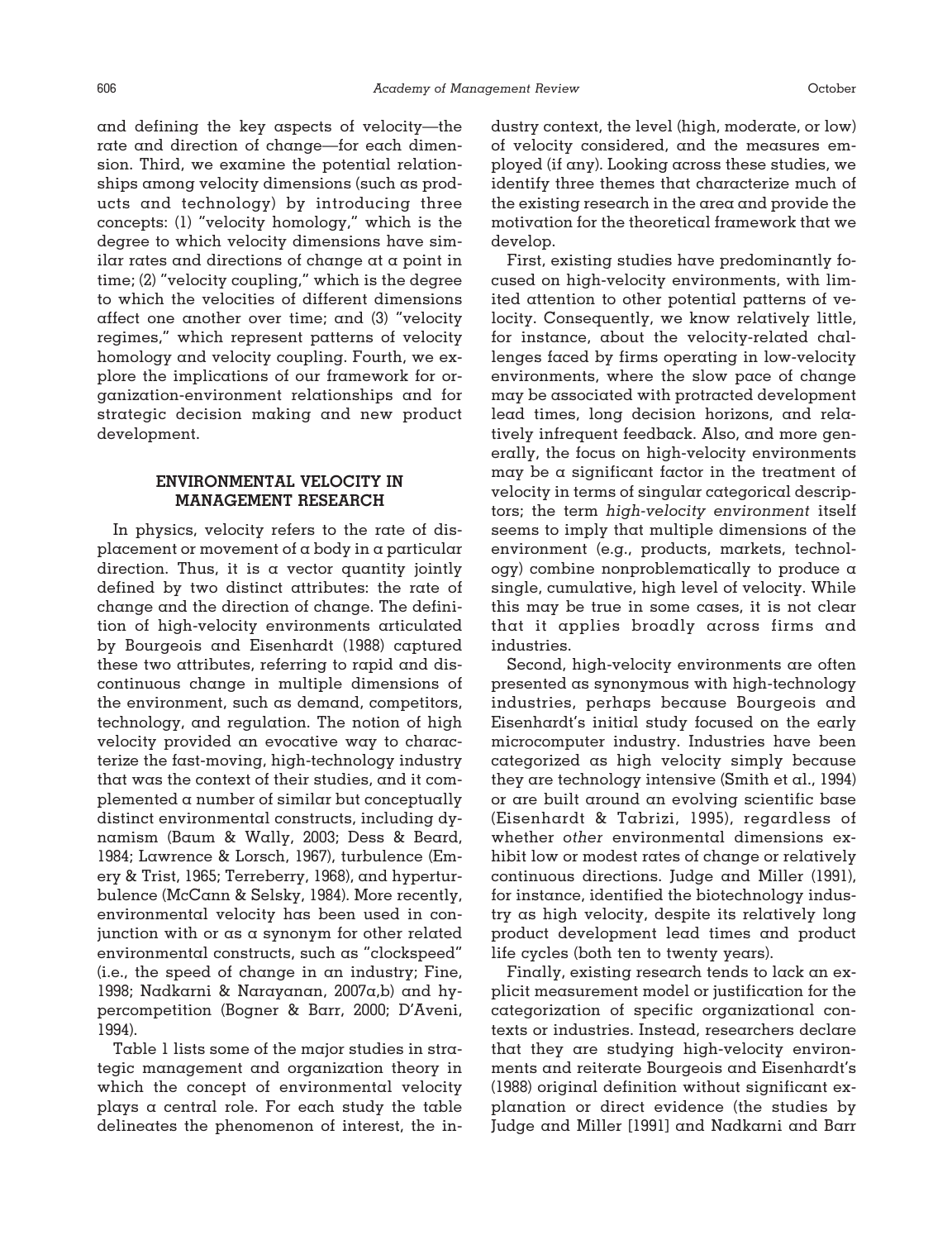and defining the key aspects of velocity—the rate and direction of change—for each dimension. Third, we examine the potential relationships among velocity dimensions (such as products and technology) by introducing three concepts: (1) "velocity homology," which is the degree to which velocity dimensions have similar rates and directions of change at a point in time; (2) "velocity coupling," which is the degree to which the velocities of different dimensions affect one another over time; and (3) "velocity regimes," which represent patterns of velocity homology and velocity coupling. Fourth, we explore the implications of our framework for organization-environment relationships and for strategic decision making and new product development.

## ENVIRONMENTAL VELOCITY IN MANAGEMENT RESEARCH

In physics, velocity refers to the rate of displacement or movement of a body in a particular direction. Thus, it is a vector quantity jointly defined by two distinct attributes: the rate of change and the direction of change. The definition of high-velocity environments articulated by Bourgeois and Eisenhardt (1988) captured these two attributes, referring to rapid and discontinuous change in multiple dimensions of the environment, such as demand, competitors, technology, and regulation. The notion of high velocity provided an evocative way to characterize the fast-moving, high-technology industry that was the context of their studies, and it complemented a number of similar but conceptually distinct environmental constructs, including dynamism (Baum & Wally, 2003; Dess & Beard, 1984; Lawrence & Lorsch, 1967), turbulence (Emery & Trist, 1965; Terreberry, 1968), and hyperturbulence (McCann & Selsky, 1984). More recently, environmental velocity has been used in conjunction with or as a synonym for other related environmental constructs, such as "clockspeed" (i.e., the speed of change in an industry; Fine, 1998; Nadkarni & Narayanan, 2007a,b) and hypercompetition (Bogner & Barr, 2000; D'Aveni, 1994).

Table 1 lists some of the major studies in strategic management and organization theory in which the concept of environmental velocity plays a central role. For each study the table delineates the phenomenon of interest, the industry context, the level (high, moderate, or low) of velocity considered, and the measures employed (if any). Looking across these studies, we identify three themes that characterize much of the existing research in the area and provide the motivation for the theoretical framework that we develop.

First, existing studies have predominantly focused on high-velocity environments, with limited attention to other potential patterns of velocity. Consequently, we know relatively little, for instance, about the velocity-related challenges faced by firms operating in low-velocity environments, where the slow pace of change may be associated with protracted development lead times, long decision horizons, and relatively infrequent feedback. Also, and more generally, the focus on high-velocity environments may be a significant factor in the treatment of velocity in terms of singular categorical descriptors; the term *high-velocity environment* itself seems to imply that multiple dimensions of the environment (e.g., products, markets, technology) combine nonproblematically to produce a single, cumulative, high level of velocity. While this may be true in some cases, it is not clear that it applies broadly across firms and industries.

Second, high-velocity environments are often presented as synonymous with high-technology industries, perhaps because Bourgeois and Eisenhardt's initial study focused on the early microcomputer industry. Industries have been categorized as high velocity simply because they are technology intensive (Smith et al., 1994) or are built around an evolving scientific base (Eisenhardt & Tabrizi, 1995), regardless of whether *other* environmental dimensions exhibit low or modest rates of change or relatively continuous directions. Judge and Miller (1991), for instance, identified the biotechnology industry as high velocity, despite its relatively long product development lead times and product life cycles (both ten to twenty years).

Finally, existing research tends to lack an explicit measurement model or justification for the categorization of specific organizational contexts or industries. Instead, researchers declare that they are studying high-velocity environments and reiterate Bourgeois and Eisenhardt's (1988) original definition without significant explanation or direct evidence (the studies by Judge and Miller [1991] and Nadkarni and Barr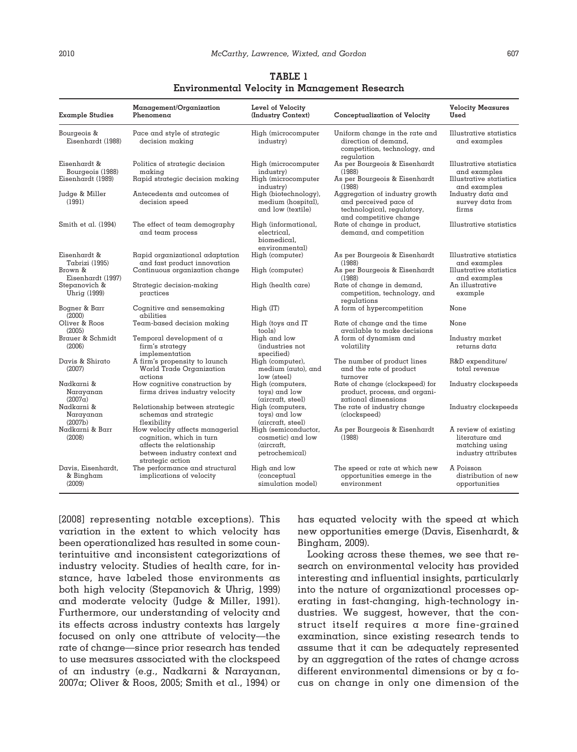**TABLE 1**
**Environmental Velocity in Management Research**

| Example Studies | Management/Organization Phenomena | Level of Velocity (Industry Context) | Conceptualization of Velocity | Velocity Measures Used |
|---|---|---|---|---|
| Bourgeois & Eisenhardt (1988) | Pace and style of strategic decision making | High (microcomputer industry) | Uniform change in the rate and direction of demand, competition, technology, and regulation | Illustrative statistics and examples |
| Eisenhardt & Bourgeois (1988) | Politics of strategic decision making | High (microcomputer industry) | As per Bourgeois & Eisenhardt (1988) | Illustrative statistics and examples |
| Eisenhardt (1989) | Rapid strategic decision making | High (microcomputer industry) | As per Bourgeois & Eisenhardt (1988) | Illustrative statistics and examples |
| Judge & Miller (1991) | Antecedents and outcomes of decision speed | High (biotechnology), medium (hospital), and low (textile) | Aggregation of industry growth and perceived pace of technological, regulatory, and competitive change | Industry data and survey data from firms |
| Smith et al. (1994) | The effect of team demography and team process | High (informational, electrical, biomedical, environmental) | Rate of change in product, demand, and competition | Illustrative statistics |
| Eisenhardt & Tabrizi (1995) | Rapid organizational adaptation and fast product innovation | High (computer) | As per Bourgeois & Eisenhardt (1988) | Illustrative statistics and examples |
| Brown & Eisenhardt (1997) | Continuous organization change | High (computer) | As per Bourgeois & Eisenhardt (1988) | Illustrative statistics and examples |
| Stepanovich & Uhrig (1999) | Strategic decision-making practices | High (health care) | Rate of change in demand, competition, technology, and regulations | An illustrative example |
| Bogner & Barr (2000) | Cognitive and sensemaking abilities | High (IT) | A form of hypercompetition | None |
| Oliver & Roos (2005) | Team-based decision making | High (toys and IT tools) | Rate of change and the time available to make decisions | None |
| Brauer & Schmidt (2006) | Temporal development of a firm's strategy implementation | High and low (industries not specified) | A form of dynamism and volatility | Industry market returns data |
| Davis & Shirato (2007) | A firm's propensity to launch World Trade Organization actions | High (computer), medium (auto), and low (steel) | The number of product lines and the rate of product turnover | R&D expenditure/ total revenue |
| Nadkarni & Narayanan (2007a) | How cognitive construction by firms drives industry velocity | High (computers, toys) and low (aircraft, steel) | Rate of change (clockspeed) for product, process, and organizational dimensions | Industry clockspeeds |
| Nadkarni & Narayanan (2007b) | Relationship between strategic schemas and strategic flexibility | High (computers, toys) and low (aircraft, steel) | The rate of industry change (clockspeed) | Industry clockspeeds |
| Nadkarni & Barr (2008) | How velocity affects managerial cognition, which in turn affects the relationship between industry context and strategic action | High (semiconductor, cosmetic) and low (aircraft, petrochemical) | As per Bourgeois & Eisenhardt (1988) | A review of existing literature and matching using industry attributes |
| Davis, Eisenhardt, & Bingham (2009) | The performance and structural implications of velocity | High and low (conceptual simulation model) | The speed or rate at which new opportunities emerge in the environment | A Poisson distribution of new opportunities |

[2008] representing notable exceptions). This variation in the extent to which velocity has been operationalized has resulted in some counterintuitive and inconsistent categorizations of industry velocity. Studies of health care, for instance, have labeled those environments as both high velocity (Stepanovich & Uhrig, 1999) and moderate velocity (Judge & Miller, 1991). Furthermore, our understanding of velocity and its effects across industry contexts has largely focused on only one attribute of velocity—the rate of change—since prior research has tended to use measures associated with the clockspeed of an industry (e.g., Nadkarni & Narayanan, 2007a; Oliver & Roos, 2005; Smith et al., 1994) or has equated velocity with the speed at which new opportunities emerge (Davis, Eisenhardt, & Bingham, 2009).

Looking across these themes, we see that research on environmental velocity has provided interesting and influential insights, particularly into the nature of organizational processes operating in fast-changing, high-technology industries. We suggest, however, that the construct itself requires a more fine-grained examination, since existing research tends to assume that it can be adequately represented by an aggregation of the rates of change across different environmental dimensions or by a focus on change in only one dimension of the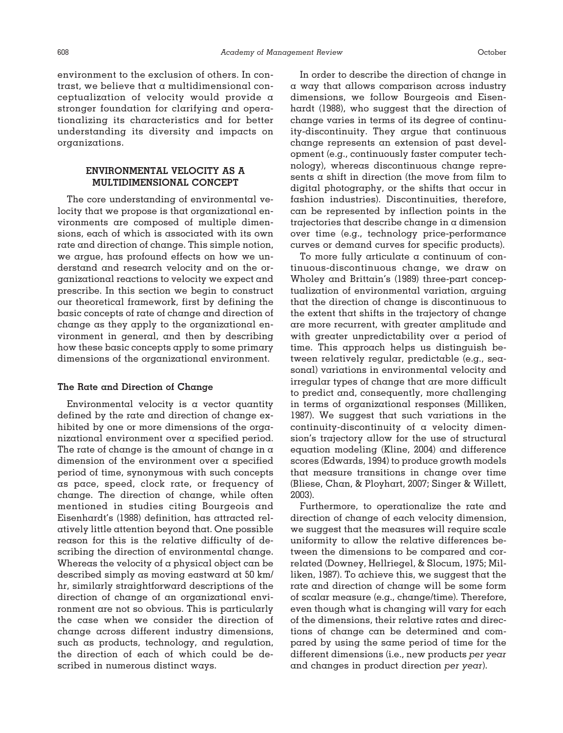environment to the exclusion of others. In contrast, we believe that a multidimensional conceptualization of velocity would provide a stronger foundation for clarifying and operationalizing its characteristics and for better understanding its diversity and impacts on organizations.

## ENVIRONMENTAL VELOCITY AS A MULTIDIMENSIONAL CONCEPT

The core understanding of environmental velocity that we propose is that organizational environments are composed of multiple dimensions, each of which is associated with its own rate and direction of change. This simple notion, we argue, has profound effects on how we understand and research velocity and on the organizational reactions to velocity we expect and prescribe. In this section we begin to construct our theoretical framework, first by defining the basic concepts of rate of change and direction of change as they apply to the organizational environment in general, and then by describing how these basic concepts apply to some primary dimensions of the organizational environment.

### The Rate and Direction of Change

Environmental velocity is a vector quantity defined by the rate and direction of change exhibited by one or more dimensions of the organizational environment over a specified period. The rate of change is the amount of change in a dimension of the environment over a specified period of time, synonymous with such concepts as pace, speed, clock rate, or frequency of change. The direction of change, while often mentioned in studies citing Bourgeois and Eisenhardt's (1988) definition, has attracted relatively little attention beyond that. One possible reason for this is the relative difficulty of describing the direction of environmental change. Whereas the velocity of a physical object can be described simply as moving eastward at 50 km/hr, similarly straightforward descriptions of the direction of change of an organizational environment are not so obvious. This is particularly the case when we consider the direction of change across different industry dimensions, such as products, technology, and regulation, the direction of each of which could be described in numerous distinct ways.

In order to describe the direction of change in a way that allows comparison across industry dimensions, we follow Bourgeois and Eisenhardt (1988), who suggest that the direction of change varies in terms of its degree of continuity-discontinuity. They argue that continuous change represents an extension of past development (e.g., continuously faster computer technology), whereas discontinuous change represents a shift in direction (the move from film to digital photography, or the shifts that occur in fashion industries). Discontinuities, therefore, can be represented by inflection points in the trajectories that describe change in a dimension over time (e.g., technology price-performance curves or demand curves for specific products).

To more fully articulate a continuum of continuous-discontinuous change, we draw on Wholey and Brittain's (1989) three-part conceptualization of environmental variation, arguing that the direction of change is discontinuous to the extent that shifts in the trajectory of change are more recurrent, with greater amplitude and with greater unpredictability over a period of time. This approach helps us distinguish between relatively regular, predictable (e.g., seasonal) variations in environmental velocity and irregular types of change that are more difficult to predict and, consequently, more challenging in terms of organizational responses (Milliken, 1987). We suggest that such variations in the continuity-discontinuity of a velocity dimension's trajectory allow for the use of structural equation modeling (Kline, 2004) and difference scores (Edwards, 1994) to produce growth models that measure transitions in change over time (Bliese, Chan, & Ployhart, 2007; Singer & Willett, 2003).

Furthermore, to operationalize the rate and direction of change of each velocity dimension, we suggest that the measures will require scale uniformity to allow the relative differences between the dimensions to be compared and correlated (Downey, Hellriegel, & Slocum, 1975; Milliken, 1987). To achieve this, we suggest that the rate and direction of change will be some form of scalar measure (e.g., change/time). Therefore, even though what is changing will vary for each of the dimensions, their relative rates and directions of change can be determined and compared by using the same period of time for the different dimensions (i.e., new products *per year* and changes in product direction *per year*).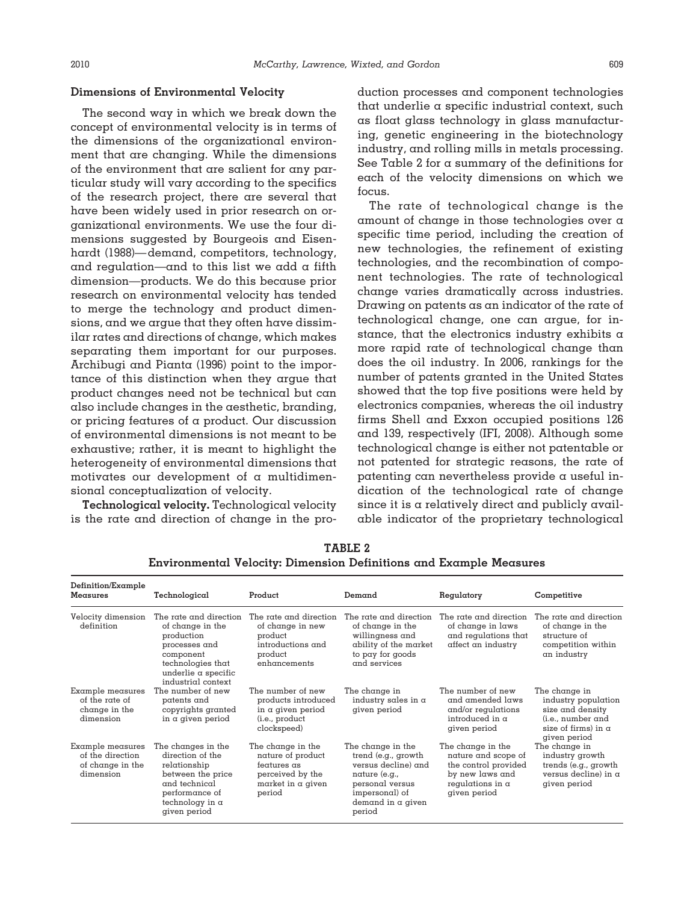### Dimensions of Environmental Velocity

The second way in which we break down the concept of environmental velocity is in terms of the dimensions of the organizational environment that are changing. While the dimensions of the environment that are salient for any particular study will vary according to the specifics of the research project, there are several that have been widely used in prior research on organizational environments. We use the four dimensions suggested by Bourgeois and Eisenhardt (1988)—demand, competitors, technology, and regulation—and to this list we add a fifth dimension—products. We do this because prior research on environmental velocity has tended to merge the technology and product dimensions, and we argue that they often have dissimilar rates and directions of change, which makes separating them important for our purposes. Archibugi and Pianta (1996) point to the importance of this distinction when they argue that product changes need not be technical but can also include changes in the aesthetic, branding, or pricing features of a product. Our discussion of environmental dimensions is not meant to be exhaustive; rather, it is meant to highlight the heterogeneity of environmental dimensions that motivates our development of a multidimensional conceptualization of velocity.

**Technological velocity.** Technological velocity is the rate and direction of change in the production processes and component technologies that underlie a specific industrial context, such as float glass technology in glass manufacturing, genetic engineering in the biotechnology industry, and rolling mills in metals processing. See Table 2 for a summary of the definitions for each of the velocity dimensions on which we focus.

The rate of technological change is the amount of change in those technologies over a specific time period, including the creation of new technologies, the refinement of existing technologies, and the recombination of component technologies. The rate of technological change varies dramatically across industries. Drawing on patents as an indicator of the rate of technological change, one can argue, for instance, that the electronics industry exhibits a more rapid rate of technological change than does the oil industry. In 2006, rankings for the number of patents granted in the United States showed that the top five positions were held by electronics companies, whereas the oil industry firms Shell and Exxon occupied positions 126 and 139, respectively (IFI, 2008). Although some technological change is either not patentable or not patented for strategic reasons, the rate of patenting can nevertheless provide a useful indication of the technological rate of change since it is a relatively direct and publicly available indicator of the proprietary technological

**TABLE 2**
**Environmental Velocity: Dimension Definitions and Example Measures**

| Definition/Example Measures | Technological | Product | Demand | Regulatory | Competitive |
|---|---|---|---|---|---|
| Velocity dimension definition | The rate and direction of change in the production processes and component technologies that underlie a specific industrial context | The rate and direction of change in new product introductions and product enhancements | The rate and direction of change in the willingness and ability of the market to pay for goods and services | The rate and direction of change in laws and regulations that affect an industry | The rate and direction of change in the structure of competition within an industry |
| Example measures of the rate of change in the dimension | The number of new patents and copyrights granted in a given period | The number of new products introduced in a given period (i.e., product clockspeed) | The change in industry sales in a given period | The number of new and amended laws and/or regulations introduced in a given period | The change in industry population size and density (i.e., number and size of firms) in a given period |
| Example measures of the direction of change in the dimension | The changes in the direction of the relationship between the price and technical performance of technology in a given period | The change in the nature of product features as perceived by the market in a given period | The change in the trend (e.g., growth versus decline) and nature (e.g., personal versus impersonal) of demand in a given period | The change in the nature and scope of the control provided by new laws and regulations in a given period | The change in industry growth trends (e.g., growth versus decline) in a given period |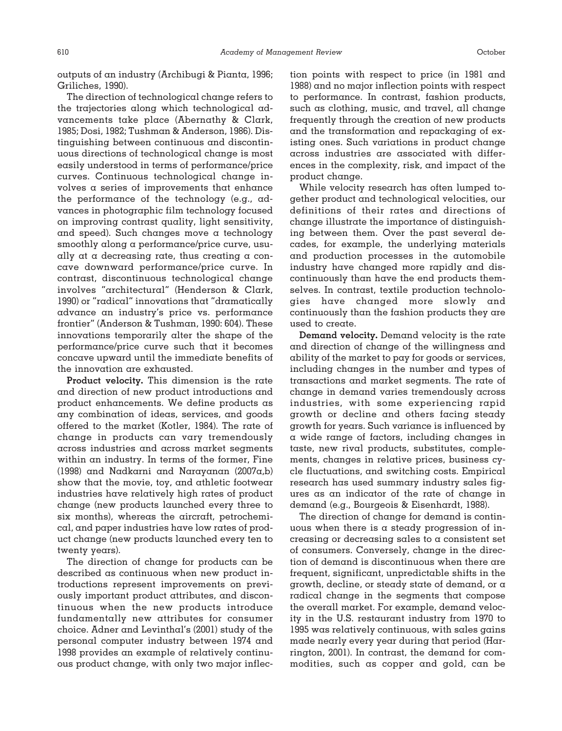outputs of an industry (Archibugi & Pianta, 1996; Griliches, 1990).

The direction of technological change refers to the trajectories along which technological advancements take place (Abernathy & Clark, 1985; Dosi, 1982; Tushman & Anderson, 1986). Distinguishing between continuous and discontinuous directions of technological change is most easily understood in terms of performance/price curves. Continuous technological change involves a series of improvements that enhance the performance of the technology (e.g., advances in photographic film technology focused on improving contrast quality, light sensitivity, and speed). Such changes move a technology smoothly along a performance/price curve, usually at a decreasing rate, thus creating a concave downward performance/price curve. In contrast, discontinuous technological change involves "architectural" (Henderson & Clark, 1990) or "radical" innovations that "dramatically advance an industry's price vs. performance frontier" (Anderson & Tushman, 1990: 604). These innovations temporarily alter the shape of the performance/price curve such that it becomes concave upward until the immediate benefits of the innovation are exhausted.

**Product velocity.** This dimension is the rate and direction of new product introductions and product enhancements. We define products as any combination of ideas, services, and goods offered to the market (Kotler, 1984). The rate of change in products can vary tremendously across industries and across market segments within an industry. In terms of the former, Fine (1998) and Nadkarni and Narayanan (2007a,b) show that the movie, toy, and athletic footwear industries have relatively high rates of product change (new products launched every three to six months), whereas the aircraft, petrochemical, and paper industries have low rates of product change (new products launched every ten to twenty years).

The direction of change for products can be described as continuous when new product introductions represent improvements on previously important product attributes, and discontinuous when the new products introduce fundamentally new attributes for consumer choice. Adner and Levinthal's (2001) study of the personal computer industry between 1974 and 1998 provides an example of relatively continuous product change, with only two major inflection points with respect to price (in 1981 and 1988) and no major inflection points with respect to performance. In contrast, fashion products, such as clothing, music, and travel, all change frequently through the creation of new products and the transformation and repackaging of existing ones. Such variations in product change across industries are associated with differences in the complexity, risk, and impact of the product change.

While velocity research has often lumped together product and technological velocities, our definitions of their rates and directions of change illustrate the importance of distinguishing between them. Over the past several decades, for example, the underlying materials and production processes in the automobile industry have changed more rapidly and discontinuously than have the end products themselves. In contrast, textile production technologies have changed more slowly and continuously than the fashion products they are used to create.

**Demand velocity.** Demand velocity is the rate and direction of change of the willingness and ability of the market to pay for goods or services, including changes in the number and types of transactions and market segments. The rate of change in demand varies tremendously across industries, with some experiencing rapid growth or decline and others facing steady growth for years. Such variance is influenced by a wide range of factors, including changes in taste, new rival products, substitutes, complements, changes in relative prices, business cycle fluctuations, and switching costs. Empirical research has used summary industry sales figures as an indicator of the rate of change in demand (e.g., Bourgeois & Eisenhardt, 1988).

The direction of change for demand is continuous when there is a steady progression of increasing or decreasing sales to a consistent set of consumers. Conversely, change in the direction of demand is discontinuous when there are frequent, significant, unpredictable shifts in the growth, decline, or steady state of demand, or a radical change in the segments that compose the overall market. For example, demand velocity in the U.S. restaurant industry from 1970 to 1995 was relatively continuous, with sales gains made nearly every year during that period (Harrington, 2001). In contrast, the demand for commodities, such as copper and gold, can be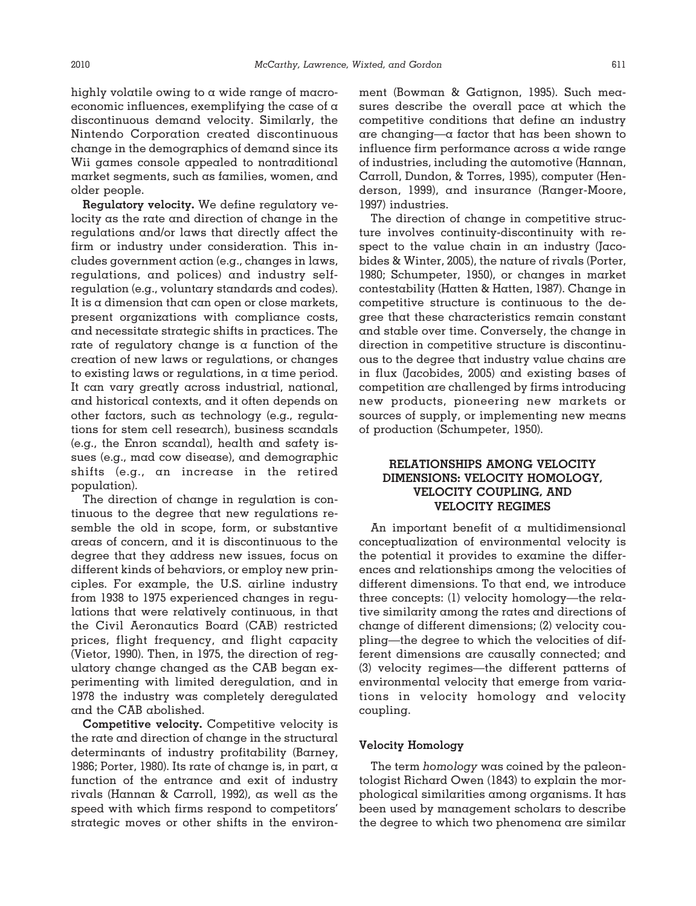highly volatile owing to a wide range of macroeconomic influences, exemplifying the case of a discontinuous demand velocity. Similarly, the Nintendo Corporation created discontinuous change in the demographics of demand since its Wii games console appealed to nontraditional market segments, such as families, women, and older people.

**Regulatory velocity.** We define regulatory velocity as the rate and direction of change in the regulations and/or laws that directly affect the firm or industry under consideration. This includes government action (e.g., changes in laws, regulations, and polices) and industry self-regulation (e.g., voluntary standards and codes). It is a dimension that can open or close markets, present organizations with compliance costs, and necessitate strategic shifts in practices. The rate of regulatory change is a function of the creation of new laws or regulations, or changes to existing laws or regulations, in a time period. It can vary greatly across industrial, national, and historical contexts, and it often depends on other factors, such as technology (e.g., regulations for stem cell research), business scandals (e.g., the Enron scandal), health and safety issues (e.g., mad cow disease), and demographic shifts (e.g., an increase in the retired population).

The direction of change in regulation is continuous to the degree that new regulations resemble the old in scope, form, or substantive areas of concern, and it is discontinuous to the degree that they address new issues, focus on different kinds of behaviors, or employ new principles. For example, the U.S. airline industry from 1938 to 1975 experienced changes in regulations that were relatively continuous, in that the Civil Aeronautics Board (CAB) restricted prices, flight frequency, and flight capacity (Vietor, 1990). Then, in 1975, the direction of regulatory change changed as the CAB began experimenting with limited deregulation, and in 1978 the industry was completely deregulated and the CAB abolished.

**Competitive velocity.** Competitive velocity is the rate and direction of change in the structural determinants of industry profitability (Barney, 1986; Porter, 1980). Its rate of change is, in part, a function of the entrance and exit of industry rivals (Hannan & Carroll, 1992), as well as the speed with which firms respond to competitors' strategic moves or other shifts in the environment (Bowman & Gatignon, 1995). Such measures describe the overall pace at which the competitive conditions that define an industry are changing—a factor that has been shown to influence firm performance across a wide range of industries, including the automotive (Hannan, Carroll, Dundon, & Torres, 1995), computer (Henderson, 1999), and insurance (Ranger-Moore, 1997) industries.

The direction of change in competitive structure involves continuity-discontinuity with respect to the value chain in an industry (Jacobides & Winter, 2005), the nature of rivals (Porter, 1980; Schumpeter, 1950), or changes in market contestability (Hatten & Hatten, 1987). Change in competitive structure is continuous to the degree that these characteristics remain constant and stable over time. Conversely, the change in direction in competitive structure is discontinuous to the degree that industry value chains are in flux (Jacobides, 2005) and existing bases of competition are challenged by firms introducing new products, pioneering new markets or sources of supply, or implementing new means of production (Schumpeter, 1950).

## RELATIONSHIPS AMONG VELOCITY DIMENSIONS: VELOCITY HOMOLOGY, VELOCITY COUPLING, AND VELOCITY REGIMES

An important benefit of a multidimensional conceptualization of environmental velocity is the potential it provides to examine the differences and relationships among the velocities of different dimensions. To that end, we introduce three concepts: (1) velocity homology—the relative similarity among the rates and directions of change of different dimensions; (2) velocity coupling—the degree to which the velocities of different dimensions are causally connected; and (3) velocity regimes—the different patterns of environmental velocity that emerge from variations in velocity homology and velocity coupling.

### Velocity Homology

The term *homology* was coined by the paleontologist Richard Owen (1843) to explain the morphological similarities among organisms. It has been used by management scholars to describe the degree to which two phenomena are similar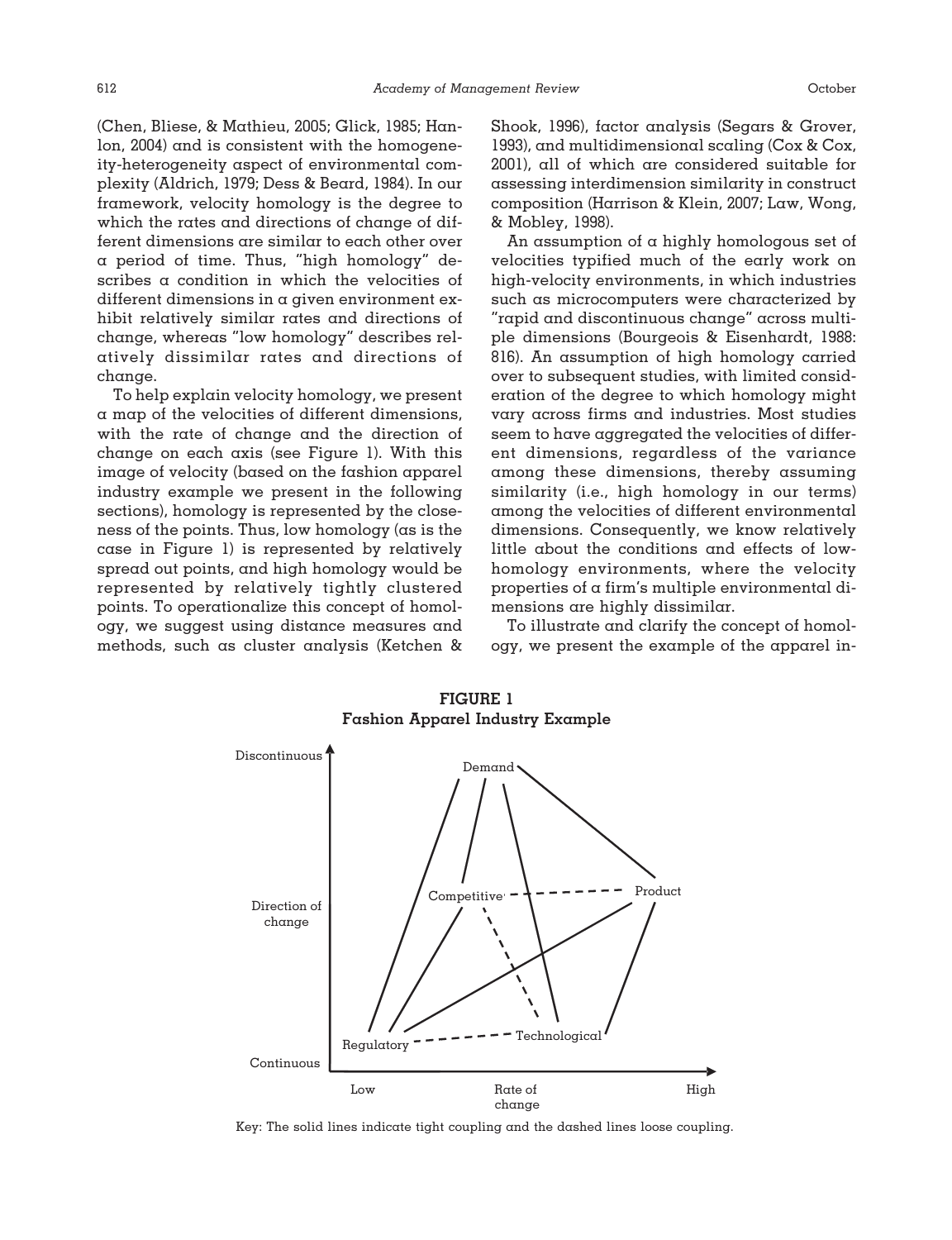(Chen, Bliese, & Mathieu, 2005; Glick, 1985; Hanlon, 2004) and is consistent with the homogeneity-heterogeneity aspect of environmental complexity (Aldrich, 1979; Dess & Beard, 1984). In our framework, velocity homology is the degree to which the rates and directions of change of different dimensions are similar to each other over a period of time. Thus, "high homology" describes a condition in which the velocities of different dimensions in a given environment exhibit relatively similar rates and directions of change, whereas "low homology" describes relatively dissimilar rates and directions of change.

To help explain velocity homology, we present a map of the velocities of different dimensions, with the rate of change and the direction of change on each axis (see Figure 1). With this image of velocity (based on the fashion apparel industry example we present in the following sections), homology is represented by the closeness of the points. Thus, low homology (as is the case in Figure 1) is represented by relatively spread out points, and high homology would be represented by relatively tightly clustered points. To operationalize this concept of homology, we suggest using distance measures and methods, such as cluster analysis (Ketchen & Shook, 1996), factor analysis (Segars & Grover, 1993), and multidimensional scaling (Cox & Cox, 2001), all of which are considered suitable for assessing interdimension similarity in construct composition (Harrison & Klein, 2007; Law, Wong, & Mobley, 1998).

An assumption of a highly homologous set of velocities typified much of the early work on high-velocity environments, in which industries such as microcomputers were characterized by "rapid and discontinuous change" across multiple dimensions (Bourgeois & Eisenhardt, 1988: 816). An assumption of high homology carried over to subsequent studies, with limited consideration of the degree to which homology might vary across firms and industries. Most studies seem to have aggregated the velocities of different dimensions, regardless of the variance among these dimensions, thereby assuming similarity (i.e., high homology in our terms) among the velocities of different environmental dimensions. Consequently, we know relatively little about the conditions and effects of low-homology environments, where the velocity properties of a firm's multiple environmental dimensions are highly dissimilar.

To illustrate and clarify the concept of homology, we present the example of the apparel in-

**FIGURE 1**
**Fashion Apparel Industry Example**

Key: The solid lines indicate tight coupling and the dashed lines loose coupling.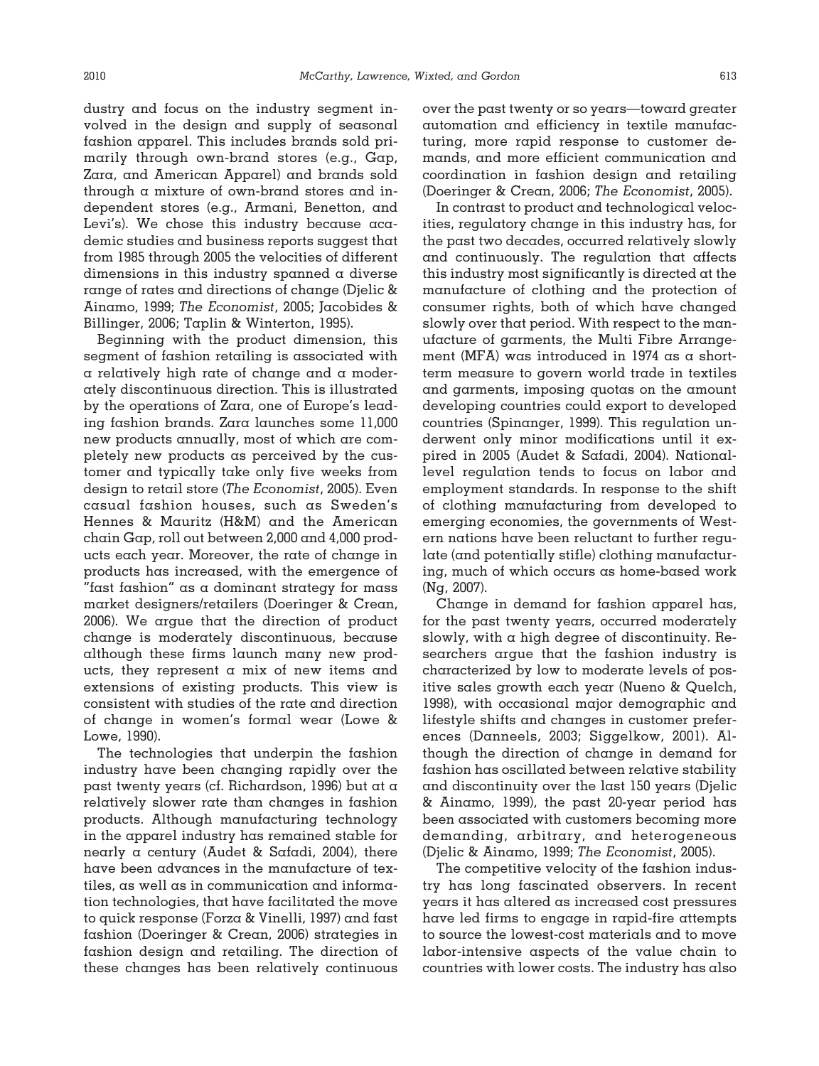dustry and focus on the industry segment involved in the design and supply of seasonal fashion apparel. This includes brands sold primarily through own-brand stores (e.g., Gap, Zara, and American Apparel) and brands sold through a mixture of own-brand stores and independent stores (e.g., Armani, Benetton, and Levi's). We chose this industry because academic studies and business reports suggest that from 1985 through 2005 the velocities of different dimensions in this industry spanned a diverse range of rates and directions of change (Djelic & Ainamo, 1999; *The Economist*, 2005; Jacobides & Billinger, 2006; Taplin & Winterton, 1995).

Beginning with the product dimension, this segment of fashion retailing is associated with a relatively high rate of change and a moderately discontinuous direction. This is illustrated by the operations of Zara, one of Europe's leading fashion brands. Zara launches some 11,000 new products annually, most of which are completely new products as perceived by the customer and typically take only five weeks from design to retail store (*The Economist*, 2005). Even casual fashion houses, such as Sweden's Hennes & Mauritz (H&M) and the American chain Gap, roll out between 2,000 and 4,000 products each year. Moreover, the rate of change in products has increased, with the emergence of "fast fashion" as a dominant strategy for mass market designers/retailers (Doeringer & Crean, 2006). We argue that the direction of product change is moderately discontinuous, because although these firms launch many new products, they represent a mix of new items and extensions of existing products. This view is consistent with studies of the rate and direction of change in women's formal wear (Lowe & Lowe, 1990).

The technologies that underpin the fashion industry have been changing rapidly over the past twenty years (cf. Richardson, 1996) but at a relatively slower rate than changes in fashion products. Although manufacturing technology in the apparel industry has remained stable for nearly a century (Audet & Safadi, 2004), there have been advances in the manufacture of textiles, as well as in communication and information technologies, that have facilitated the move to quick response (Forza & Vinelli, 1997) and fast fashion (Doeringer & Crean, 2006) strategies in fashion design and retailing. The direction of these changes has been relatively continuous over the past twenty or so years—toward greater automation and efficiency in textile manufacturing, more rapid response to customer demands, and more efficient communication and coordination in fashion design and retailing (Doeringer & Crean, 2006; *The Economist*, 2005).

In contrast to product and technological velocities, regulatory change in this industry has, for the past two decades, occurred relatively slowly and continuously. The regulation that affects this industry most significantly is directed at the manufacture of clothing and the protection of consumer rights, both of which have changed slowly over that period. With respect to the manufacture of garments, the Multi Fibre Arrangement (MFA) was introduced in 1974 as a short-term measure to govern world trade in textiles and garments, imposing quotas on the amount developing countries could export to developed countries (Spinanger, 1999). This regulation underwent only minor modifications until it expired in 2005 (Audet & Safadi, 2004). National-level regulation tends to focus on labor and employment standards. In response to the shift of clothing manufacturing from developed to emerging economies, the governments of Western nations have been reluctant to further regulate (and potentially stifle) clothing manufacturing, much of which occurs as home-based work (Ng, 2007).

Change in demand for fashion apparel has, for the past twenty years, occurred moderately slowly, with a high degree of discontinuity. Researchers argue that the fashion industry is characterized by low to moderate levels of positive sales growth each year (Nueno & Quelch, 1998), with occasional major demographic and lifestyle shifts and changes in customer preferences (Danneels, 2003; Siggelkow, 2001). Although the direction of change in demand for fashion has oscillated between relative stability and discontinuity over the last 150 years (Djelic & Ainamo, 1999), the past 20-year period has been associated with customers becoming more demanding, arbitrary, and heterogeneous (Djelic & Ainamo, 1999; *The Economist*, 2005).

The competitive velocity of the fashion industry has long fascinated observers. In recent years it has altered as increased cost pressures have led firms to engage in rapid-fire attempts to source the lowest-cost materials and to move labor-intensive aspects of the value chain to countries with lower costs. The industry has also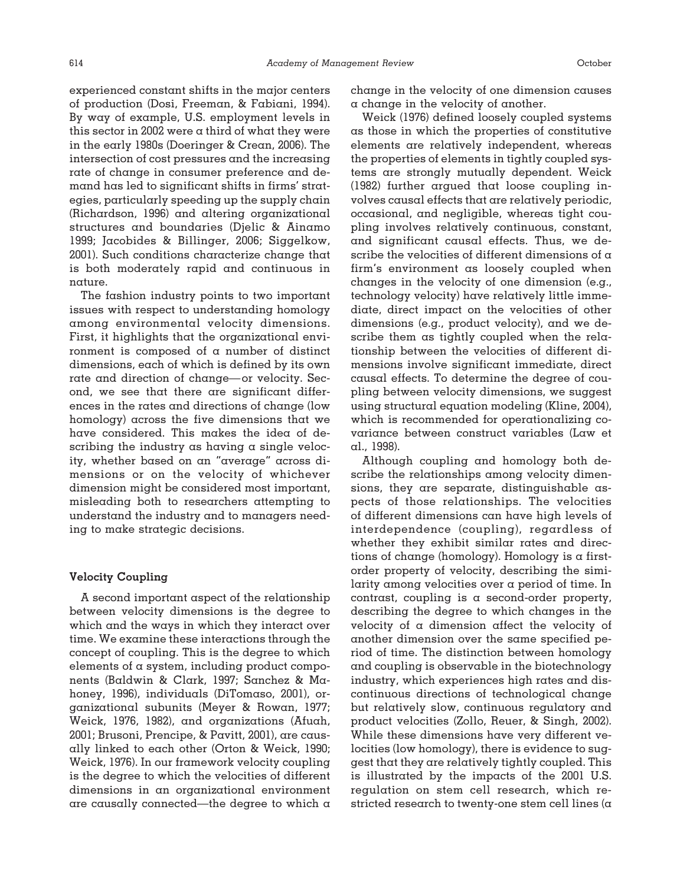experienced constant shifts in the major centers of production (Dosi, Freeman, & Fabiani, 1994). By way of example, U.S. employment levels in this sector in 2002 were a third of what they were in the early 1980s (Doeringer & Crean, 2006). The intersection of cost pressures and the increasing rate of change in consumer preference and demand has led to significant shifts in firms' strategies, particularly speeding up the supply chain (Richardson, 1996) and altering organizational structures and boundaries (Djelic & Ainamo 1999; Jacobides & Billinger, 2006; Siggelkow, 2001). Such conditions characterize change that is both moderately rapid and continuous in nature.

The fashion industry points to two important issues with respect to understanding homology among environmental velocity dimensions. First, it highlights that the organizational environment is composed of a number of distinct dimensions, each of which is defined by its own rate and direction of change—or velocity. Second, we see that there are significant differences in the rates and directions of change (low homology) across the five dimensions that we have considered. This makes the idea of describing the industry as having a single velocity, whether based on an "average" across dimensions or on the velocity of whichever dimension might be considered most important, misleading both to researchers attempting to understand the industry and to managers needing to make strategic decisions.

### Velocity Coupling

A second important aspect of the relationship between velocity dimensions is the degree to which and the ways in which they interact over time. We examine these interactions through the concept of coupling. This is the degree to which elements of a system, including product components (Baldwin & Clark, 1997; Sanchez & Mahoney, 1996), individuals (DiTomaso, 2001), organizational subunits (Meyer & Rowan, 1977; Weick, 1976, 1982), and organizations (Afuah, 2001; Brusoni, Prencipe, & Pavitt, 2001), are causally linked to each other (Orton & Weick, 1990; Weick, 1976). In our framework velocity coupling is the degree to which the velocities of different dimensions in an organizational environment are causally connected—the degree to which a change in the velocity of one dimension causes a change in the velocity of another.

Weick (1976) defined loosely coupled systems as those in which the properties of constitutive elements are relatively independent, whereas the properties of elements in tightly coupled systems are strongly mutually dependent. Weick (1982) further argued that loose coupling involves causal effects that are relatively periodic, occasional, and negligible, whereas tight coupling involves relatively continuous, constant, and significant causal effects. Thus, we describe the velocities of different dimensions of a firm's environment as loosely coupled when changes in the velocity of one dimension (e.g., technology velocity) have relatively little immediate, direct impact on the velocities of other dimensions (e.g., product velocity), and we describe them as tightly coupled when the relationship between the velocities of different dimensions involve significant immediate, direct causal effects. To determine the degree of coupling between velocity dimensions, we suggest using structural equation modeling (Kline, 2004), which is recommended for operationalizing covariance between construct variables (Law et al., 1998).

Although coupling and homology both describe the relationships among velocity dimensions, they are separate, distinguishable aspects of those relationships. The velocities of different dimensions can have high levels of interdependence (coupling), regardless of whether they exhibit similar rates and directions of change (homology). Homology is a first-order property of velocity, describing the similarity among velocities over a period of time. In contrast, coupling is a second-order property, describing the degree to which changes in the velocity of a dimension affect the velocity of another dimension over the same specified period of time. The distinction between homology and coupling is observable in the biotechnology industry, which experiences high rates and discontinuous directions of technological change but relatively slow, continuous regulatory and product velocities (Zollo, Reuer, & Singh, 2002). While these dimensions have very different velocities (low homology), there is evidence to suggest that they are relatively tightly coupled. This is illustrated by the impacts of the 2001 U.S. regulation on stem cell research, which restricted research to twenty-one stem cell lines (a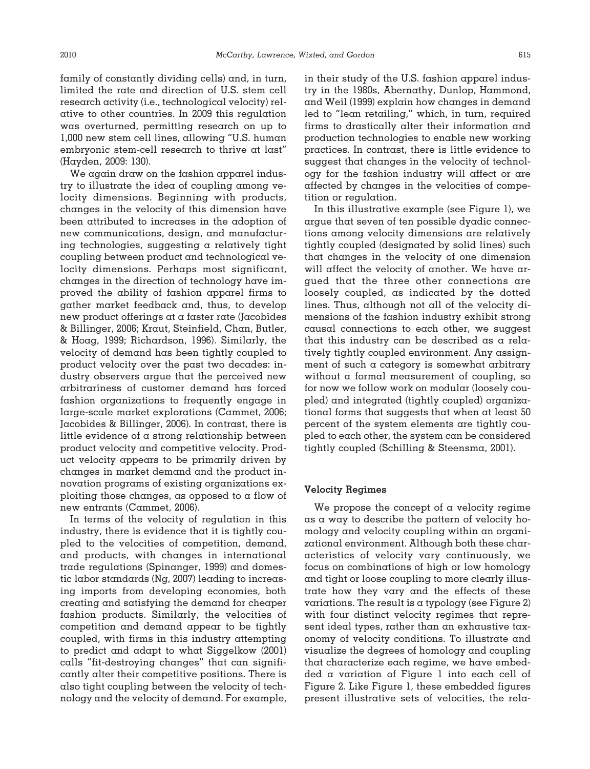family of constantly dividing cells) and, in turn, limited the rate and direction of U.S. stem cell research activity (i.e., technological velocity) relative to other countries. In 2009 this regulation was overturned, permitting research on up to 1,000 new stem cell lines, allowing "U.S. human embryonic stem-cell research to thrive at last" (Hayden, 2009: 130).

We again draw on the fashion apparel industry to illustrate the idea of coupling among velocity dimensions. Beginning with products, changes in the velocity of this dimension have been attributed to increases in the adoption of new communications, design, and manufacturing technologies, suggesting a relatively tight coupling between product and technological velocity dimensions. Perhaps most significant, changes in the direction of technology have improved the ability of fashion apparel firms to gather market feedback and, thus, to develop new product offerings at a faster rate (Jacobides & Billinger, 2006; Kraut, Steinfield, Chan, Butler, & Hoag, 1999; Richardson, 1996). Similarly, the velocity of demand has been tightly coupled to product velocity over the past two decades: industry observers argue that the perceived new arbitrariness of customer demand has forced fashion organizations to frequently engage in large-scale market explorations (Cammet, 2006; Jacobides & Billinger, 2006). In contrast, there is little evidence of a strong relationship between product velocity and competitive velocity. Product velocity appears to be primarily driven by changes in market demand and the product innovation programs of existing organizations exploiting those changes, as opposed to a flow of new entrants (Cammet, 2006).

In terms of the velocity of regulation in this industry, there is evidence that it is tightly coupled to the velocities of competition, demand, and products, with changes in international trade regulations (Spinanger, 1999) and domestic labor standards (Ng, 2007) leading to increasing imports from developing economies, both creating and satisfying the demand for cheaper fashion products. Similarly, the velocities of competition and demand appear to be tightly coupled, with firms in this industry attempting to predict and adapt to what Siggelkow (2001) calls "fit-destroying changes" that can significantly alter their competitive positions. There is also tight coupling between the velocity of technology and the velocity of demand. For example, in their study of the U.S. fashion apparel industry in the 1980s, Abernathy, Dunlop, Hammond, and Weil (1999) explain how changes in demand led to "lean retailing," which, in turn, required firms to drastically alter their information and production technologies to enable new working practices. In contrast, there is little evidence to suggest that changes in the velocity of technology for the fashion industry will affect or are affected by changes in the velocities of competition or regulation.

In this illustrative example (see Figure 1), we argue that seven of ten possible dyadic connections among velocity dimensions are relatively tightly coupled (designated by solid lines) such that changes in the velocity of one dimension will affect the velocity of another. We have argued that the three other connections are loosely coupled, as indicated by the dotted lines. Thus, although not all of the velocity dimensions of the fashion industry exhibit strong causal connections to each other, we suggest that this industry can be described as a relatively tightly coupled environment. Any assignment of such a category is somewhat arbitrary without a formal measurement of coupling, so for now we follow work on modular (loosely coupled) and integrated (tightly coupled) organizational forms that suggests that when at least 50 percent of the system elements are tightly coupled to each other, the system can be considered tightly coupled (Schilling & Steensma, 2001).

### Velocity Regimes

We propose the concept of a velocity regime as a way to describe the pattern of velocity homology and velocity coupling within an organizational environment. Although both these characteristics of velocity vary continuously, we focus on combinations of high or low homology and tight or loose coupling to more clearly illustrate how they vary and the effects of these variations. The result is a typology (see Figure 2) with four distinct velocity regimes that represent ideal types, rather than an exhaustive taxonomy of velocity conditions. To illustrate and visualize the degrees of homology and coupling that characterize each regime, we have embedded a variation of Figure 1 into each cell of Figure 2. Like Figure 1, these embedded figures present illustrative sets of velocities, the rela-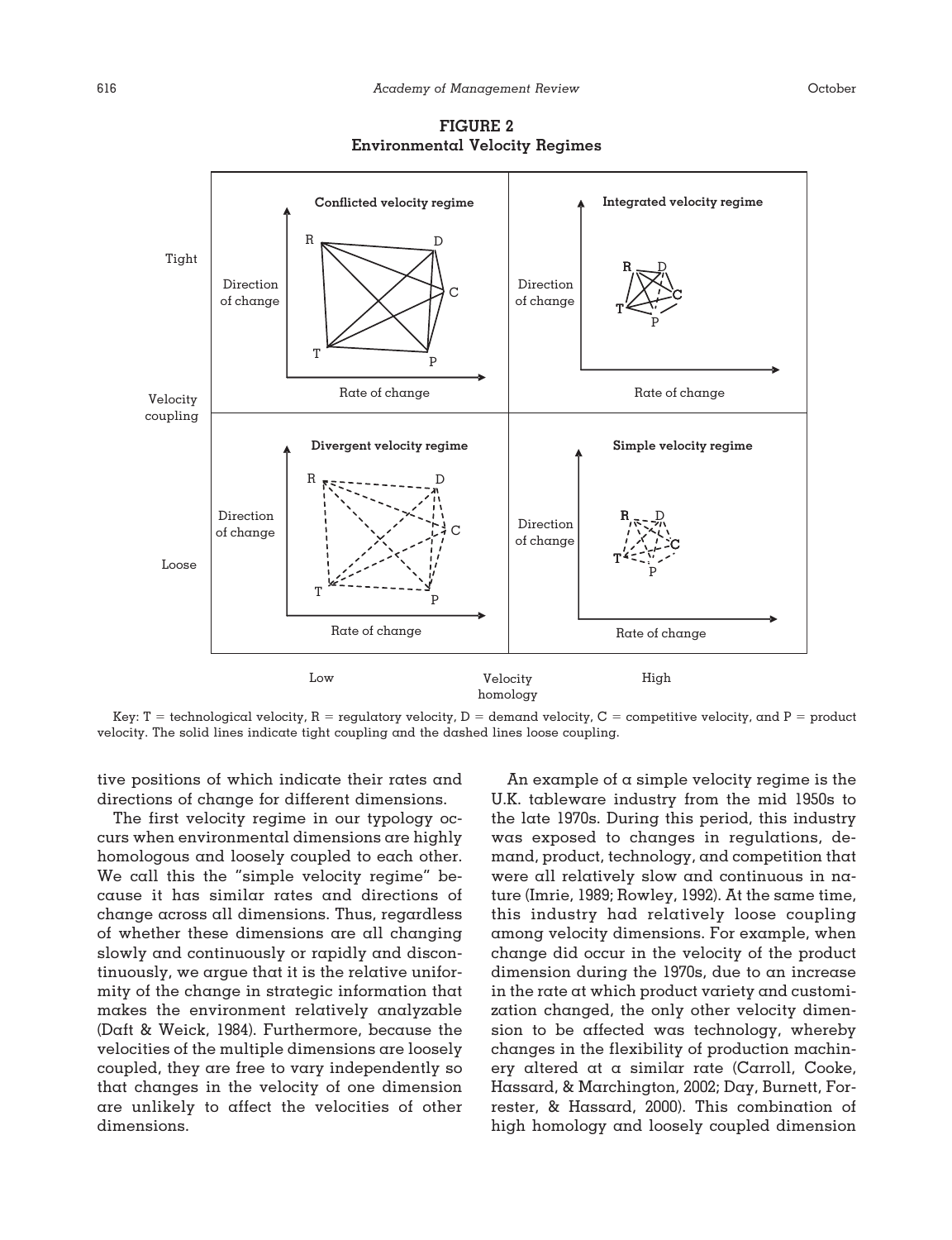**FIGURE 2**
**Environmental Velocity Regimes**

Key: T = technological velocity, R = regulatory velocity, D = demand velocity, C = competitive velocity, and P = product velocity. The solid lines indicate tight coupling and the dashed lines loose coupling.

tive positions of which indicate their rates and directions of change for different dimensions.

The first velocity regime in our typology occurs when environmental dimensions are highly homologous and loosely coupled to each other. We call this the "simple velocity regime" because it has similar rates and directions of change across all dimensions. Thus, regardless of whether these dimensions are all changing slowly and continuously or rapidly and discontinuously, we argue that it is the relative uniformity of the change in strategic information that makes the environment relatively analyzable (Daft & Weick, 1984). Furthermore, because the velocities of the multiple dimensions are loosely coupled, they are free to vary independently so that changes in the velocity of one dimension are unlikely to affect the velocities of other dimensions.

An example of a simple velocity regime is the U.K. tableware industry from the mid 1950s to the late 1970s. During this period, this industry was exposed to changes in regulations, demand, product, technology, and competition that were all relatively slow and continuous in nature (Imrie, 1989; Rowley, 1992). At the same time, this industry had relatively loose coupling among velocity dimensions. For example, when change did occur in the velocity of the product dimension during the 1970s, due to an increase in the rate at which product variety and customization changed, the only other velocity dimension to be affected was technology, whereby changes in the flexibility of production machinery altered at a similar rate (Carroll, Cooke, Hassard, & Marchington, 2002; Day, Burnett, Forrester, & Hassard, 2000). This combination of high homology and loosely coupled dimension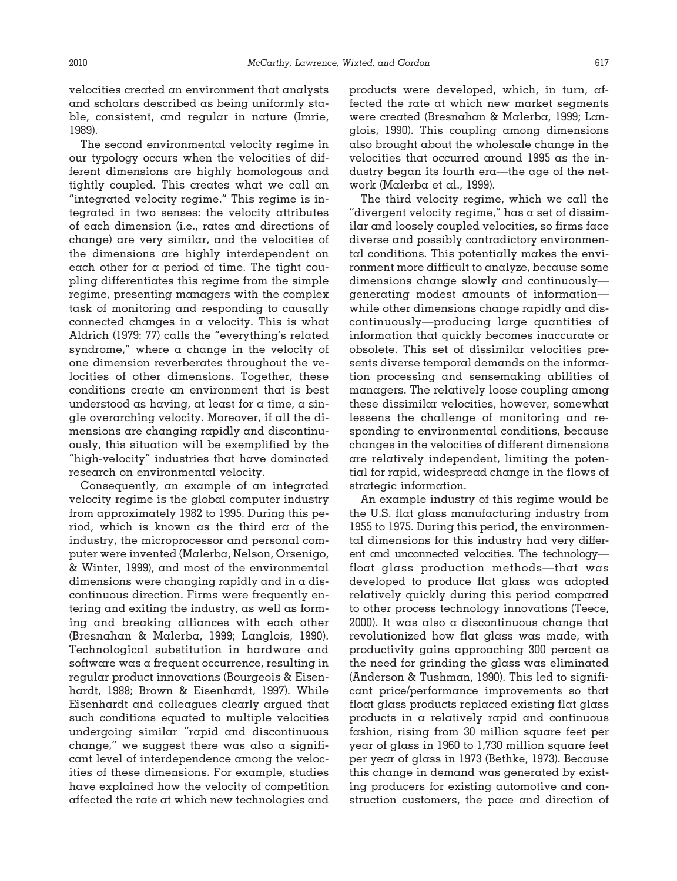velocities created an environment that analysts and scholars described as being uniformly stable, consistent, and regular in nature (Imrie, 1989).

The second environmental velocity regime in our typology occurs when the velocities of different dimensions are highly homologous and tightly coupled. This creates what we call an "integrated velocity regime." This regime is integrated in two senses: the velocity attributes of each dimension (i.e., rates and directions of change) are very similar, and the velocities of the dimensions are highly interdependent on each other for a period of time. The tight coupling differentiates this regime from the simple regime, presenting managers with the complex task of monitoring and responding to causally connected changes in a velocity. This is what Aldrich (1979: 77) calls the "everything's related syndrome," where a change in the velocity of one dimension reverberates throughout the velocities of other dimensions. Together, these conditions create an environment that is best understood as having, at least for a time, a single overarching velocity. Moreover, if all the dimensions are changing rapidly and discontinuously, this situation will be exemplified by the "high-velocity" industries that have dominated research on environmental velocity.

Consequently, an example of an integrated velocity regime is the global computer industry from approximately 1982 to 1995. During this period, which is known as the third era of the industry, the microprocessor and personal computer were invented (Malerba, Nelson, Orsenigo, & Winter, 1999), and most of the environmental dimensions were changing rapidly and in a discontinuous direction. Firms were frequently entering and exiting the industry, as well as forming and breaking alliances with each other (Bresnahan & Malerba, 1999; Langlois, 1990). Technological substitution in hardware and software was a frequent occurrence, resulting in regular product innovations (Bourgeois & Eisenhardt, 1988; Brown & Eisenhardt, 1997). While Eisenhardt and colleagues clearly argued that such conditions equated to multiple velocities undergoing similar "rapid and discontinuous change," we suggest there was also a significant level of interdependence among the velocities of these dimensions. For example, studies have explained how the velocity of competition affected the rate at which new technologies and products were developed, which, in turn, affected the rate at which new market segments were created (Bresnahan & Malerba, 1999; Langlois, 1990). This coupling among dimensions also brought about the wholesale change in the velocities that occurred around 1995 as the industry began its fourth era—the age of the network (Malerba et al., 1999).

The third velocity regime, which we call the "divergent velocity regime," has a set of dissimilar and loosely coupled velocities, so firms face diverse and possibly contradictory environmental conditions. This potentially makes the environment more difficult to analyze, because some dimensions change slowly and continuously—generating modest amounts of information—while other dimensions change rapidly and discontinuously—producing large quantities of information that quickly becomes inaccurate or obsolete. This set of dissimilar velocities presents diverse temporal demands on the information processing and sensemaking abilities of managers. The relatively loose coupling among these dissimilar velocities, however, somewhat lessens the challenge of monitoring and responding to environmental conditions, because changes in the velocities of different dimensions are relatively independent, limiting the potential for rapid, widespread change in the flows of strategic information.

An example industry of this regime would be the U.S. flat glass manufacturing industry from 1955 to 1975. During this period, the environmental dimensions for this industry had very different and unconnected velocities. The technology—float glass production methods—that was developed to produce flat glass was adopted relatively quickly during this period compared to other process technology innovations (Teece, 2000). It was also a discontinuous change that revolutionized how flat glass was made, with productivity gains approaching 300 percent as the need for grinding the glass was eliminated (Anderson & Tushman, 1990). This led to significant price/performance improvements so that float glass products replaced existing flat glass products in a relatively rapid and continuous fashion, rising from 30 million square feet per year of glass in 1960 to 1,730 million square feet per year of glass in 1973 (Bethke, 1973). Because this change in demand was generated by existing producers for existing automotive and construction customers, the pace and direction of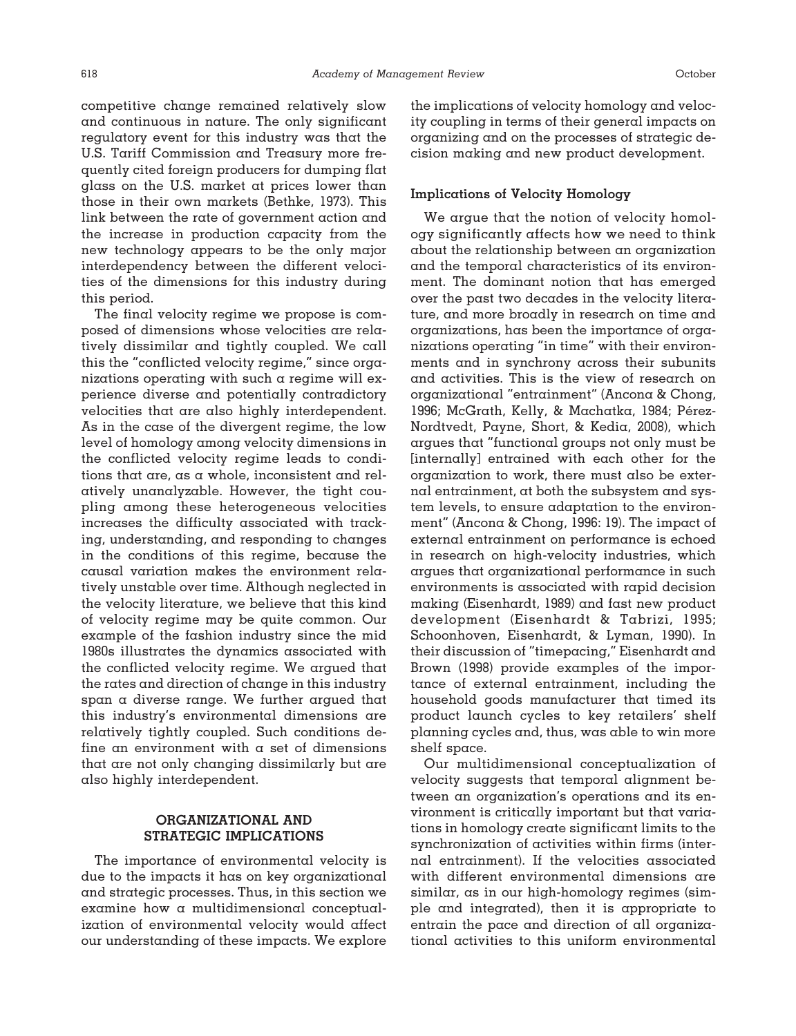competitive change remained relatively slow and continuous in nature. The only significant regulatory event for this industry was that the U.S. Tariff Commission and Treasury more frequently cited foreign producers for dumping flat glass on the U.S. market at prices lower than those in their own markets (Bethke, 1973). This link between the rate of government action and the increase in production capacity from the new technology appears to be the only major interdependency between the different velocities of the dimensions for this industry during this period.

The final velocity regime we propose is composed of dimensions whose velocities are relatively dissimilar and tightly coupled. We call this the "conflicted velocity regime," since organizations operating with such a regime will experience diverse and potentially contradictory velocities that are also highly interdependent. As in the case of the divergent regime, the low level of homology among velocity dimensions in the conflicted velocity regime leads to conditions that are, as a whole, inconsistent and relatively unanalyzable. However, the tight coupling among these heterogeneous velocities increases the difficulty associated with tracking, understanding, and responding to changes in the conditions of this regime, because the causal variation makes the environment relatively unstable over time. Although neglected in the velocity literature, we believe that this kind of velocity regime may be quite common. Our example of the fashion industry since the mid 1980s illustrates the dynamics associated with the conflicted velocity regime. We argued that the rates and direction of change in this industry span a diverse range. We further argued that this industry's environmental dimensions are relatively tightly coupled. Such conditions define an environment with a set of dimensions that are not only changing dissimilarly but are also highly interdependent.

## ORGANIZATIONAL AND STRATEGIC IMPLICATIONS

The importance of environmental velocity is due to the impacts it has on key organizational and strategic processes. Thus, in this section we examine how a multidimensional conceptualization of environmental velocity would affect our understanding of these impacts. We explore the implications of velocity homology and velocity coupling in terms of their general impacts on organizing and on the processes of strategic decision making and new product development.

### Implications of Velocity Homology

We argue that the notion of velocity homology significantly affects how we need to think about the relationship between an organization and the temporal characteristics of its environment. The dominant notion that has emerged over the past two decades in the velocity literature, and more broadly in research on time and organizations, has been the importance of organizations operating "in time" with their environments and in synchrony across their subunits and activities. This is the view of research on organizational "entrainment" (Ancona & Chong, 1996; McGrath, Kelly, & Machatka, 1984; Pérez-Nordtvedt, Payne, Short, & Kedia, 2008), which argues that "functional groups not only must be [internally] entrained with each other for the organization to work, there must also be external entrainment, at both the subsystem and system levels, to ensure adaptation to the environment" (Ancona & Chong, 1996: 19). The impact of external entrainment on performance is echoed in research on high-velocity industries, which argues that organizational performance in such environments is associated with rapid decision making (Eisenhardt, 1989) and fast new product development (Eisenhardt & Tabrizi, 1995; Schoonhoven, Eisenhardt, & Lyman, 1990). In their discussion of "timepacing," Eisenhardt and Brown (1998) provide examples of the importance of external entrainment, including the household goods manufacturer that timed its product launch cycles to key retailers' shelf planning cycles and, thus, was able to win more shelf space.

Our multidimensional conceptualization of velocity suggests that temporal alignment between an organization's operations and its environment is critically important but that variations in homology create significant limits to the synchronization of activities within firms (internal entrainment). If the velocities associated with different environmental dimensions are similar, as in our high-homology regimes (simple and integrated), then it is appropriate to entrain the pace and direction of all organizational activities to this uniform environmental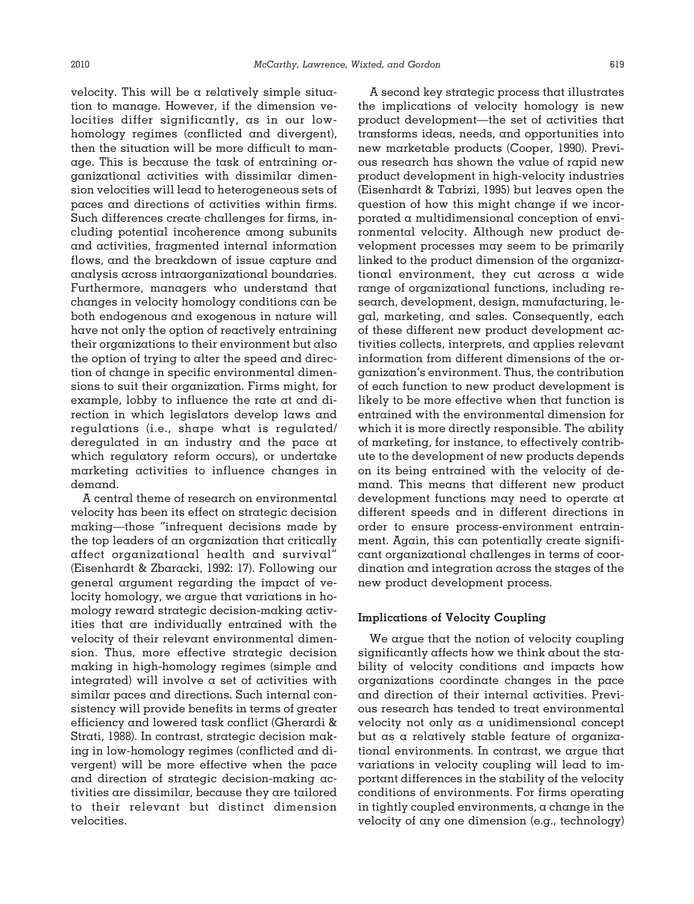velocity. This will be a relatively simple situation to manage. However, if the dimension velocities differ significantly, as in our low-homology regimes (conflicted and divergent), then the situation will be more difficult to manage. This is because the task of entraining organizational activities with dissimilar dimension velocities will lead to heterogeneous sets of paces and directions of activities within firms. Such differences create challenges for firms, including potential incoherence among subunits and activities, fragmented internal information flows, and the breakdown of issue capture and analysis across intraorganizational boundaries. Furthermore, managers who understand that changes in velocity homology conditions can be both endogenous and exogenous in nature will have not only the option of reactively entraining their organizations to their environment but also the option of trying to alter the speed and direction of change in specific environmental dimensions to suit their organization. Firms might, for example, lobby to influence the rate at and direction in which legislators develop laws and regulations (i.e., shape what is regulated/deregulated in an industry and the pace at which regulatory reform occurs), or undertake marketing activities to influence changes in demand.

A central theme of research on environmental velocity has been its effect on strategic decision making—those "infrequent decisions made by the top leaders of an organization that critically affect organizational health and survival" (Eisenhardt & Zbaracki, 1992: 17). Following our general argument regarding the impact of velocity homology, we argue that variations in homology reward strategic decision-making activities that are individually entrained with the velocity of their relevant environmental dimension. Thus, more effective strategic decision making in high-homology regimes (simple and integrated) will involve a set of activities with similar paces and directions. Such internal consistency will provide benefits in terms of greater efficiency and lowered task conflict (Gherardi & Strati, 1988). In contrast, strategic decision making in low-homology regimes (conflicted and divergent) will be more effective when the pace and direction of strategic decision-making activities are dissimilar, because they are tailored to their relevant but distinct dimension velocities.

A second key strategic process that illustrates the implications of velocity homology is new product development—the set of activities that transforms ideas, needs, and opportunities into new marketable products (Cooper, 1990). Previous research has shown the value of rapid new product development in high-velocity industries (Eisenhardt & Tabrizi, 1995) but leaves open the question of how this might change if we incorporated a multidimensional conception of environmental velocity. Although new product development processes may seem to be primarily linked to the product dimension of the organizational environment, they cut across a wide range of organizational functions, including research, development, design, manufacturing, legal, marketing, and sales. Consequently, each of these different new product development activities collects, interprets, and applies relevant information from different dimensions of the organization's environment. Thus, the contribution of each function to new product development is likely to be more effective when that function is entrained with the environmental dimension for which it is more directly responsible. The ability of marketing, for instance, to effectively contribute to the development of new products depends on its being entrained with the velocity of demand. This means that different new product development functions may need to operate at different speeds and in different directions in order to ensure process-environment entrainment. Again, this can potentially create significant organizational challenges in terms of coordination and integration across the stages of the new product development process.

### Implications of Velocity Coupling

We argue that the notion of velocity coupling significantly affects how we think about the stability of velocity conditions and impacts how organizations coordinate changes in the pace and direction of their internal activities. Previous research has tended to treat environmental velocity not only as a unidimensional concept but as a relatively stable feature of organizational environments. In contrast, we argue that variations in velocity coupling will lead to important differences in the stability of the velocity conditions of environments. For firms operating in tightly coupled environments, a change in the velocity of any one dimension (e.g., technology)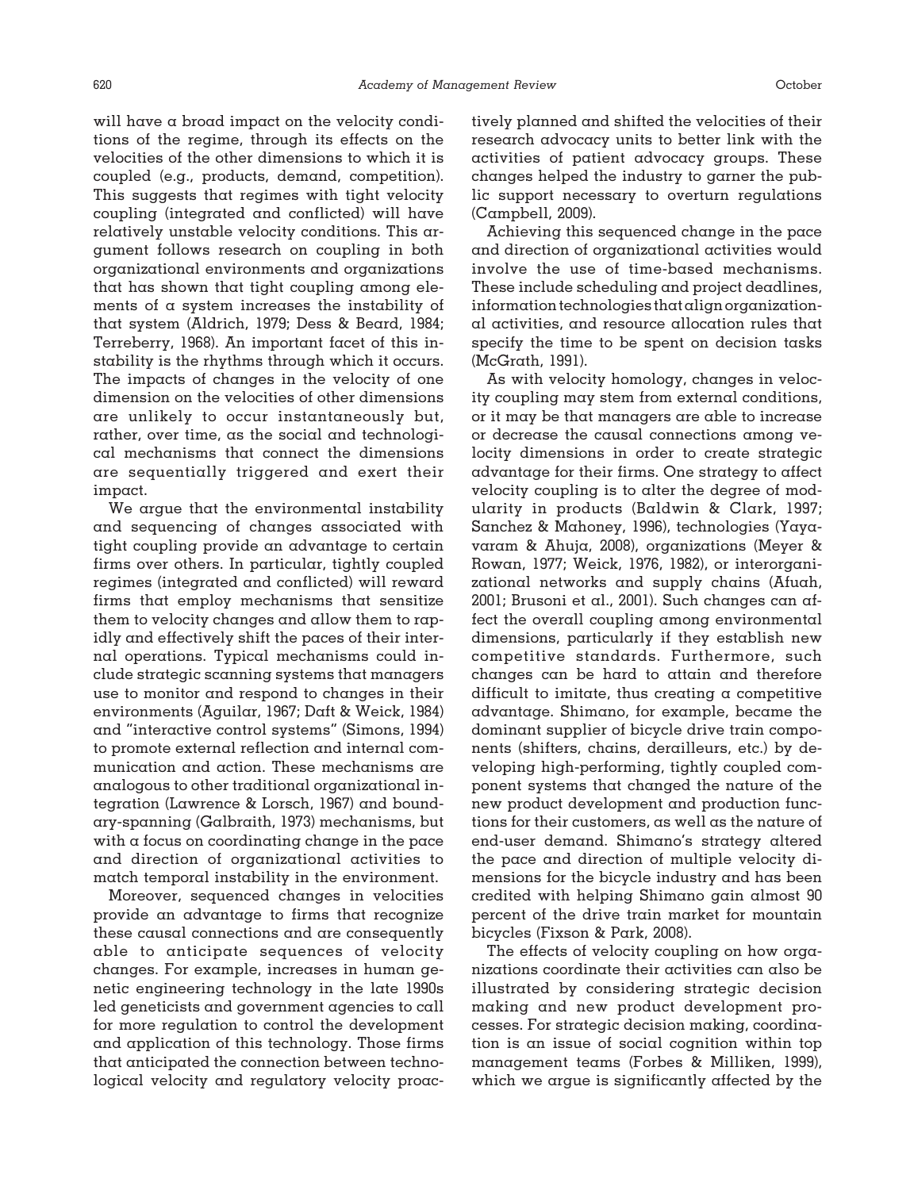will have a broad impact on the velocity conditions of the regime, through its effects on the velocities of the other dimensions to which it is coupled (e.g., products, demand, competition). This suggests that regimes with tight velocity coupling (integrated and conflicted) will have relatively unstable velocity conditions. This argument follows research on coupling in both organizational environments and organizations that has shown that tight coupling among elements of a system increases the instability of that system (Aldrich, 1979; Dess & Beard, 1984; Terreberry, 1968). An important facet of this instability is the rhythms through which it occurs. The impacts of changes in the velocity of one dimension on the velocities of other dimensions are unlikely to occur instantaneously but, rather, over time, as the social and technological mechanisms that connect the dimensions are sequentially triggered and exert their impact.

We argue that the environmental instability and sequencing of changes associated with tight coupling provide an advantage to certain firms over others. In particular, tightly coupled regimes (integrated and conflicted) will reward firms that employ mechanisms that sensitize them to velocity changes and allow them to rapidly and effectively shift the paces of their internal operations. Typical mechanisms could include strategic scanning systems that managers use to monitor and respond to changes in their environments (Aguilar, 1967; Daft & Weick, 1984) and "interactive control systems" (Simons, 1994) to promote external reflection and internal communication and action. These mechanisms are analogous to other traditional organizational integration (Lawrence & Lorsch, 1967) and boundary-spanning (Galbraith, 1973) mechanisms, but with a focus on coordinating change in the pace and direction of organizational activities to match temporal instability in the environment.

Moreover, sequenced changes in velocities provide an advantage to firms that recognize these causal connections and are consequently able to anticipate sequences of velocity changes. For example, increases in human genetic engineering technology in the late 1990s led geneticists and government agencies to call for more regulation to control the development and application of this technology. Those firms that anticipated the connection between technological velocity and regulatory velocity proactively planned and shifted the velocities of their research advocacy units to better link with the activities of patient advocacy groups. These changes helped the industry to garner the public support necessary to overturn regulations (Campbell, 2009).

Achieving this sequenced change in the pace and direction of organizational activities would involve the use of time-based mechanisms. These include scheduling and project deadlines, information technologies that align organizational activities, and resource allocation rules that specify the time to be spent on decision tasks (McGrath, 1991).

As with velocity homology, changes in velocity coupling may stem from external conditions, or it may be that managers are able to increase or decrease the causal connections among velocity dimensions in order to create strategic advantage for their firms. One strategy to affect velocity coupling is to alter the degree of modularity in products (Baldwin & Clark, 1997; Sanchez & Mahoney, 1996), technologies (Yayavaram & Ahuja, 2008), organizations (Meyer & Rowan, 1977; Weick, 1976, 1982), or interorganizational networks and supply chains (Afuah, 2001; Brusoni et al., 2001). Such changes can affect the overall coupling among environmental dimensions, particularly if they establish new competitive standards. Furthermore, such changes can be hard to attain and therefore difficult to imitate, thus creating a competitive advantage. Shimano, for example, became the dominant supplier of bicycle drive train components (shifters, chains, derailleurs, etc.) by developing high-performing, tightly coupled component systems that changed the nature of the new product development and production functions for their customers, as well as the nature of end-user demand. Shimano's strategy altered the pace and direction of multiple velocity dimensions for the bicycle industry and has been credited with helping Shimano gain almost 90 percent of the drive train market for mountain bicycles (Fixson & Park, 2008).

The effects of velocity coupling on how organizations coordinate their activities can also be illustrated by considering strategic decision making and new product development processes. For strategic decision making, coordination is an issue of social cognition within top management teams (Forbes & Milliken, 1999), which we argue is significantly affected by the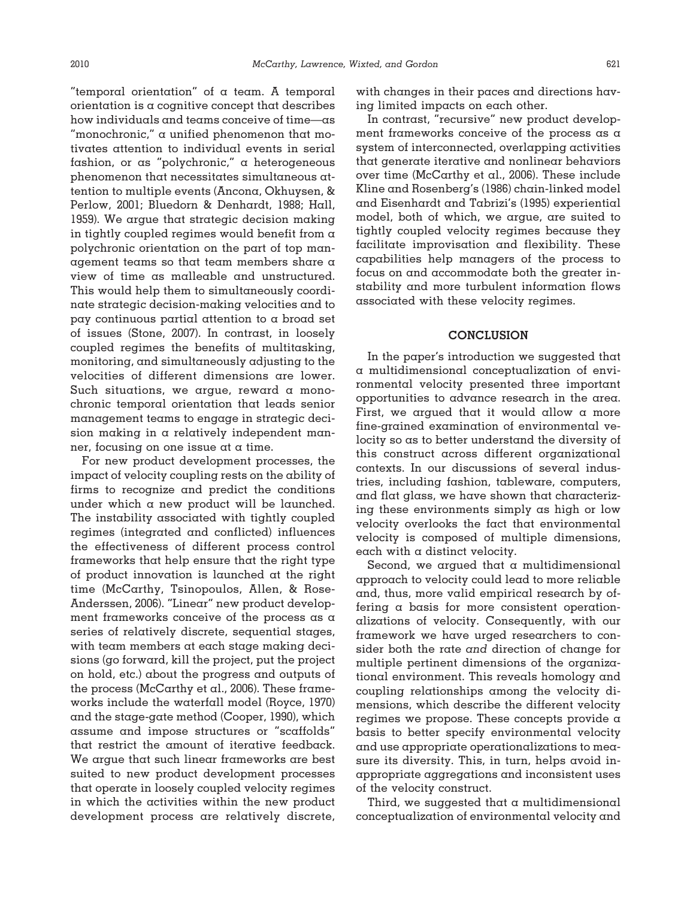"temporal orientation" of a team. A temporal orientation is a cognitive concept that describes how individuals and teams conceive of time—as "monochronic," a unified phenomenon that motivates attention to individual events in serial fashion, or as "polychronic," a heterogeneous phenomenon that necessitates simultaneous attention to multiple events (Ancona, Okhuysen, & Perlow, 2001; Bluedorn & Denhardt, 1988; Hall, 1959). We argue that strategic decision making in tightly coupled regimes would benefit from a polychronic orientation on the part of top management teams so that team members share a view of time as malleable and unstructured. This would help them to simultaneously coordinate strategic decision-making velocities and to pay continuous partial attention to a broad set of issues (Stone, 2007). In contrast, in loosely coupled regimes the benefits of multitasking, monitoring, and simultaneously adjusting to the velocities of different dimensions are lower. Such situations, we argue, reward a monochronic temporal orientation that leads senior management teams to engage in strategic decision making in a relatively independent manner, focusing on one issue at a time.

For new product development processes, the impact of velocity coupling rests on the ability of firms to recognize and predict the conditions under which a new product will be launched. The instability associated with tightly coupled regimes (integrated and conflicted) influences the effectiveness of different process control frameworks that help ensure that the right type of product innovation is launched at the right time (McCarthy, Tsinopoulos, Allen, & Rose-Anderssen, 2006). "Linear" new product development frameworks conceive of the process as a series of relatively discrete, sequential stages, with team members at each stage making decisions (go forward, kill the project, put the project on hold, etc.) about the progress and outputs of the process (McCarthy et al., 2006). These frameworks include the waterfall model (Royce, 1970) and the stage-gate method (Cooper, 1990), which assume and impose structures or "scaffolds" that restrict the amount of iterative feedback. We argue that such linear frameworks are best suited to new product development processes that operate in loosely coupled velocity regimes in which the activities within the new product development process are relatively discrete, with changes in their paces and directions having limited impacts on each other.

In contrast, "recursive" new product development frameworks conceive of the process as a system of interconnected, overlapping activities that generate iterative and nonlinear behaviors over time (McCarthy et al., 2006). These include Kline and Rosenberg's (1986) chain-linked model and Eisenhardt and Tabrizi's (1995) experiential model, both of which, we argue, are suited to tightly coupled velocity regimes because they facilitate improvisation and flexibility. These capabilities help managers of the process to focus on and accommodate both the greater instability and more turbulent information flows associated with these velocity regimes.

## CONCLUSION

In the paper's introduction we suggested that a multidimensional conceptualization of environmental velocity presented three important opportunities to advance research in the area. First, we argued that it would allow a more fine-grained examination of environmental velocity so as to better understand the diversity of this construct across different organizational contexts. In our discussions of several industries, including fashion, tableware, computers, and flat glass, we have shown that characterizing these environments simply as high or low velocity overlooks the fact that environmental velocity is composed of multiple dimensions, each with a distinct velocity.

Second, we argued that a multidimensional approach to velocity could lead to more reliable and, thus, more valid empirical research by offering a basis for more consistent operationalizations of velocity. Consequently, with our framework we have urged researchers to consider both the rate *and* direction of change for multiple pertinent dimensions of the organizational environment. This reveals homology and coupling relationships among the velocity dimensions, which describe the different velocity regimes we propose. These concepts provide a basis to better specify environmental velocity and use appropriate operationalizations to measure its diversity. This, in turn, helps avoid inappropriate aggregations and inconsistent uses of the velocity construct.

Third, we suggested that a multidimensional conceptualization of environmental velocity and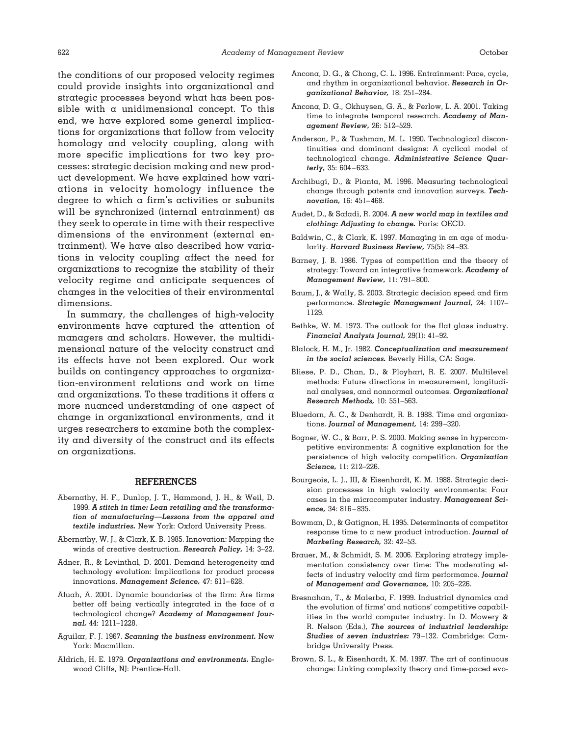the conditions of our proposed velocity regimes could provide insights into organizational and strategic processes beyond what has been possible with a unidimensional concept. To this end, we have explored some general implications for organizations that follow from velocity homology and velocity coupling, along with more specific implications for two key processes: strategic decision making and new product development. We have explained how variations in velocity homology influence the degree to which a firm's activities or subunits will be synchronized (internal entrainment) as they seek to operate in time with their respective dimensions of the environment (external entrainment). We have also described how variations in velocity coupling affect the need for organizations to recognize the stability of their velocity regime and anticipate sequences of changes in the velocities of their environmental dimensions.

In summary, the challenges of high-velocity environments have captured the attention of managers and scholars. However, the multidimensional nature of the velocity construct and its effects have not been explored. Our work builds on contingency approaches to organization-environment relations and work on time and organizations. To these traditions it offers a more nuanced understanding of one aspect of change in organizational environments, and it urges researchers to examine both the complexity and diversity of the construct and its effects on organizations.

## REFERENCES

Abernathy, H. F., Dunlop, J. T., Hammond, J. H., & Weil, D. 1999. ***A stitch in time: Lean retailing and the transformation of manufacturing—Lessons from the apparel and textile industries.*** New York: Oxford University Press.

Abernathy, W. J., & Clark, K. B. 1985. Innovation: Mapping the winds of creative destruction. ***Research Policy,*** 14: 3–22.

Adner, R., & Levinthal, D. 2001. Demand heterogeneity and technology evolution: Implications for product process innovations. ***Management Science,*** 47: 611–628.

Afuah, A. 2001. Dynamic boundaries of the firm: Are firms better off being vertically integrated in the face of a technological change? ***Academy of Management Journal,*** 44: 1211–1228.

Aguilar, F. J. 1967. ***Scanning the business environment.*** New York: Macmillan.

Aldrich, H. E. 1979. ***Organizations and environments.*** Englewood Cliffs, NJ: Prentice-Hall.

Ancona, D. G., & Chong, C. L. 1996. Entrainment: Pace, cycle, and rhythm in organizational behavior. ***Research in Organizational Behavior,*** 18: 251–284.

Ancona, D. G., Okhuysen, G. A., & Perlow, L. A. 2001. Taking time to integrate temporal research. ***Academy of Management Review,*** 26: 512–529.

Anderson, P., & Tushman, M. L. 1990. Technological discontinuities and dominant designs: A cyclical model of technological change. ***Administrative Science Quarterly,*** 35: 604–633.

Archibugi, D., & Pianta, M. 1996. Measuring technological change through patents and innovation surveys. ***Technovation,*** 16: 451–468.

Audet, D., & Safadi, R. 2004. ***A new world map in textiles and clothing: Adjusting to change.*** Paris: OECD.

Baldwin, C., & Clark, K. 1997. Managing in an age of modularity. ***Harvard Business Review,*** 75(5): 84–93.

Barney, J. B. 1986. Types of competition and the theory of strategy: Toward an integrative framework. ***Academy of Management Review,*** 11: 791–800.

Baum, J., & Wally, S. 2003. Strategic decision speed and firm performance. ***Strategic Management Journal,*** 24: 1107–1129.

Bethke, W. M. 1973. The outlook for the flat glass industry. ***Financial Analysts Journal,*** 29(1): 41–92.

Blalock, H. M., Jr. 1982. ***Conceptualization and measurement in the social sciences.*** Beverly Hills, CA: Sage.

Bliese, P. D., Chan, D., & Ployhart, R. E. 2007. Multilevel methods: Future directions in measurement, longitudinal analyses, and nonnormal outcomes. ***Organizational Research Methods,*** 10: 551–563.

Bluedorn, A. C., & Denhardt, R. B. 1988. Time and organizations. ***Journal of Management,*** 14: 299–320.

Bogner, W. C., & Barr, P. S. 2000. Making sense in hypercompetitive environments: A cognitive explanation for the persistence of high velocity competition. ***Organization Science,*** 11: 212–226.

Bourgeois, L. J., III, & Eisenhardt, K. M. 1988. Strategic decision processes in high velocity environments: Four cases in the microcomputer industry. ***Management Science,*** 34: 816–835.

Bowman, D., & Gatignon, H. 1995. Determinants of competitor response time to a new product introduction. ***Journal of Marketing Research,*** 32: 42–53.

Brauer, M., & Schmidt, S. M. 2006. Exploring strategy implementation consistency over time: The moderating effects of industry velocity and firm performance. ***Journal of Management and Governance,*** 10: 205–226.

Bresnahan, T., & Malerba, F. 1999. Industrial dynamics and the evolution of firms' and nations' competitive capabilities in the world computer industry. In D. Mowery & R. Nelson (Eds.), ***The sources of industrial leadership: Studies of seven industries:*** 79–132. Cambridge: Cambridge University Press.

Brown, S. L., & Eisenhardt, K. M. 1997. The art of continuous change: Linking complexity theory and time-paced evo-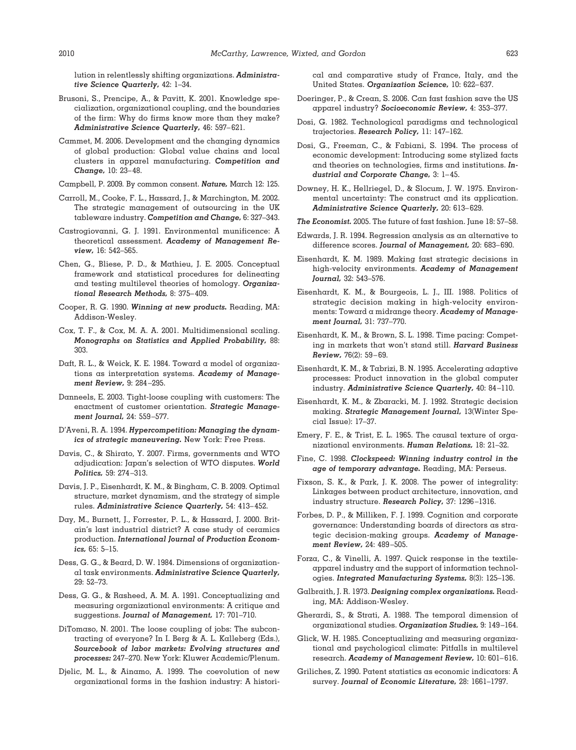lution in relentlessly shifting organizations. ***Administrative Science Quarterly,*** 42: 1–34.

Brusoni, S., Prencipe, A., & Pavitt, K. 2001. Knowledge specialization, organizational coupling, and the boundaries of the firm: Why do firms know more than they make? ***Administrative Science Quarterly,*** 46: 597–621.

Cammet, M. 2006. Development and the changing dynamics of global production: Global value chains and local clusters in apparel manufacturing. ***Competition and Change,*** 10: 23–48.

Campbell, P. 2009. By common consent. ***Nature,*** March 12: 125.

Carroll, M., Cooke, F. L., Hassard, J., & Marchington, M. 2002. The strategic management of outsourcing in the UK tableware industry. ***Competition and Change,*** 6: 327–343.

Castrogiovanni, G. J. 1991. Environmental munificence: A theoretical assessment. ***Academy of Management Review,*** 16: 542–565.

Chen, G., Bliese, P. D., & Mathieu, J. E. 2005. Conceptual framework and statistical procedures for delineating and testing multilevel theories of homology. ***Organizational Research Methods,*** 8: 375–409.

Cooper, R. G. 1990. ***Winning at new products.*** Reading, MA: Addison-Wesley.

Cox, T. F., & Cox, M. A. A. 2001. Multidimensional scaling. ***Monographs on Statistics and Applied Probability,*** 88: 303.

Daft, R. L., & Weick, K. E. 1984. Toward a model of organizations as interpretation systems. ***Academy of Management Review,*** 9: 284–295.

Danneels, E. 2003. Tight-loose coupling with customers: The enactment of customer orientation. ***Strategic Management Journal,*** 24: 559–577.

D'Aveni, R. A. 1994. ***Hypercompetition: Managing the dynamics of strategic maneuvering.*** New York: Free Press.

Davis, C., & Shirato, Y. 2007. Firms, governments and WTO adjudication: Japan's selection of WTO disputes. ***World Politics,*** 59: 274–313.

Davis, J. P., Eisenhardt, K. M., & Bingham, C. B. 2009. Optimal structure, market dynamism, and the strategy of simple rules. ***Administrative Science Quarterly,*** 54: 413–452.

Day, M., Burnett, J., Forrester, P. L., & Hassard, J. 2000. Britain's last industrial district? A case study of ceramics production. ***International Journal of Production Economics,*** 65: 5–15.

Dess, G. G., & Beard, D. W. 1984. Dimensions of organizational task environments. ***Administrative Science Quarterly,*** 29: 52–73.

Dess, G. G., & Rasheed, A. M. A. 1991. Conceptualizing and measuring organizational environments: A critique and suggestions. ***Journal of Management,*** 17: 701–710.

DiTomaso, N. 2001. The loose coupling of jobs: The subcontracting of everyone? In I. Berg & A. L. Kalleberg (Eds.), ***Sourcebook of labor markets: Evolving structures and processes:*** 247–270. New York: Kluwer Academic/Plenum.

Djelic, M. L., & Ainamo, A. 1999. The coevolution of new organizational forms in the fashion industry: A historical and comparative study of France, Italy, and the United States. ***Organization Science,*** 10: 622–637.

Doeringer, P., & Crean, S. 2006. Can fast fashion save the US apparel industry? ***Socioeconomic Review,*** 4: 353–377.

Dosi, G. 1982. Technological paradigms and technological trajectories. ***Research Policy,*** 11: 147–162.

Dosi, G., Freeman, C., & Fabiani, S. 1994. The process of economic development: Introducing some stylized facts and theories on technologies, firms and institutions. ***Industrial and Corporate Change,*** 3: 1–45.

Downey, H. K., Hellriegel, D., & Slocum, J. W. 1975. Environmental uncertainty: The construct and its application. ***Administrative Science Quarterly,*** 20: 613–629.

***The Economist.*** 2005. The future of fast fashion. June 18: 57–58.

Edwards, J. R. 1994. Regression analysis as an alternative to difference scores. ***Journal of Management,*** 20: 683–690.

Eisenhardt, K. M. 1989. Making fast strategic decisions in high-velocity environments. ***Academy of Management Journal,*** 32: 543–576.

Eisenhardt, K. M., & Bourgeois, L. J., III. 1988. Politics of strategic decision making in high-velocity environments: Toward a midrange theory. ***Academy of Management Journal,*** 31: 737–770.

Eisenhardt, K. M., & Brown, S. L. 1998. Time pacing: Competing in markets that won't stand still. ***Harvard Business Review,*** 76(2): 59–69.

Eisenhardt, K. M., & Tabrizi, B. N. 1995. Accelerating adaptive processes: Product innovation in the global computer industry. ***Administrative Science Quarterly,*** 40: 84–110.

Eisenhardt, K. M., & Zbaracki, M. J. 1992. Strategic decision making. ***Strategic Management Journal,*** 13(Winter Special Issue): 17–37.

Emery, F. E., & Trist, E. L. 1965. The causal texture of organizational environments. ***Human Relations,*** 18: 21–32.

Fine, C. 1998. ***Clockspeed: Winning industry control in the age of temporary advantage.*** Reading, MA: Perseus.

Fixson, S. K., & Park, J. K. 2008. The power of integrality: Linkages between product architecture, innovation, and industry structure. ***Research Policy,*** 37: 1296–1316.

Forbes, D. P., & Milliken, F. J. 1999. Cognition and corporate governance: Understanding boards of directors as strategic decision-making groups. ***Academy of Management Review,*** 24: 489–505.

Forza, C., & Vinelli, A. 1997. Quick response in the textile-apparel industry and the support of information technologies. ***Integrated Manufacturing Systems,*** 8(3): 125–136.

Galbraith, J. R. 1973. ***Designing complex organizations.*** Reading, MA: Addison-Wesley.

Gherardi, S., & Strati, A. 1988. The temporal dimension of organizational studies. ***Organization Studies,*** 9: 149–164.

Glick, W. H. 1985. Conceptualizing and measuring organizational and psychological climate: Pitfalls in multilevel research. ***Academy of Management Review,*** 10: 601–616.

Griliches, Z. 1990. Patent statistics as economic indicators: A survey. ***Journal of Economic Literature,*** 28: 1661–1797.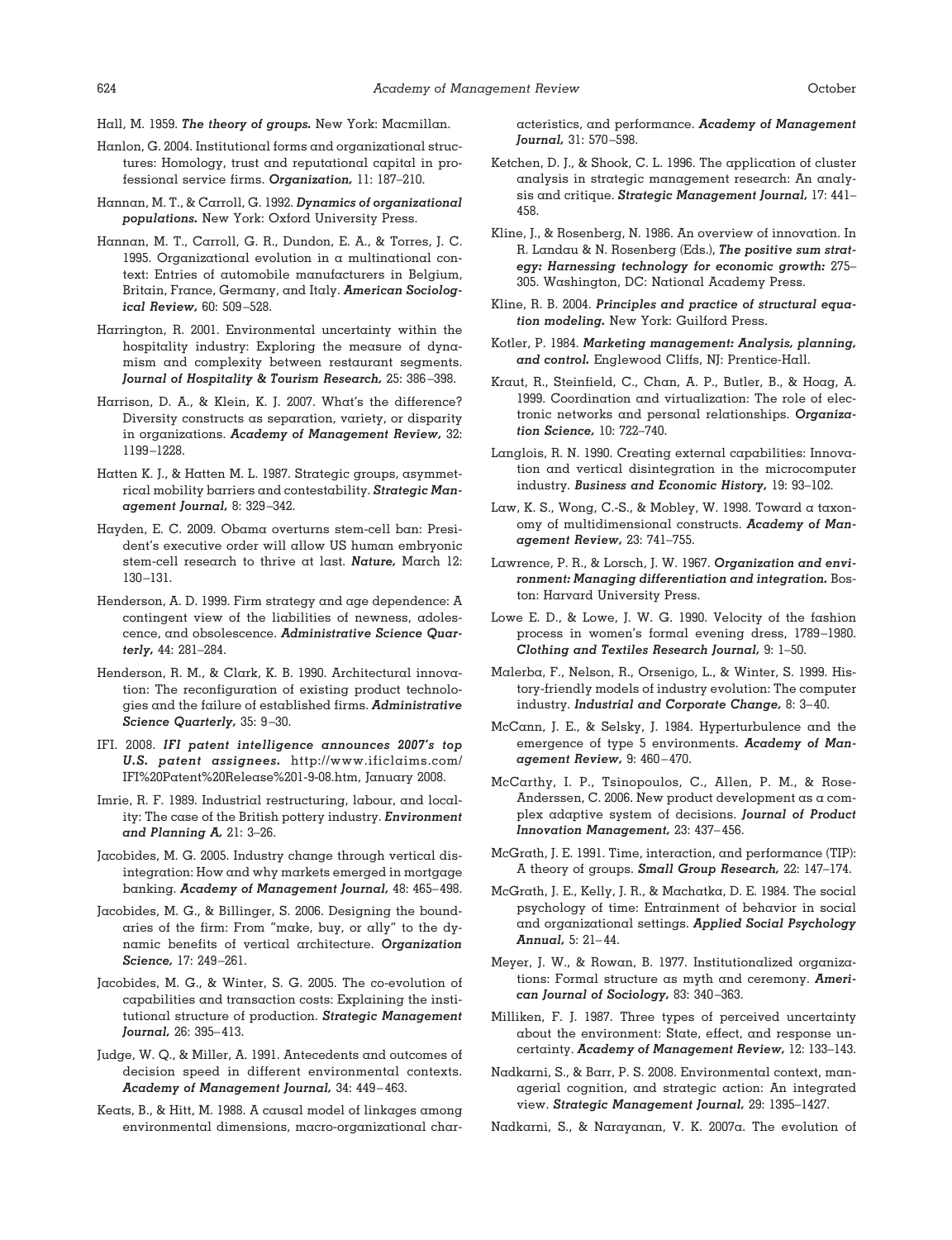Hall, M. 1959. ***The theory of groups.*** New York: Macmillan.

Hanlon, G. 2004. Institutional forms and organizational structures: Homology, trust and reputational capital in professional service firms. ***Organization,*** 11: 187–210.

Hannan, M. T., & Carroll, G. 1992. ***Dynamics of organizational populations.*** New York: Oxford University Press.

Hannan, M. T., Carroll, G. R., Dundon, E. A., & Torres, J. C. 1995. Organizational evolution in a multinational context: Entries of automobile manufacturers in Belgium, Britain, France, Germany, and Italy. ***American Sociological Review,*** 60: 509–528.

Harrington, R. 2001. Environmental uncertainty within the hospitality industry: Exploring the measure of dynamism and complexity between restaurant segments. ***Journal of Hospitality & Tourism Research,*** 25: 386–398.

Harrison, D. A., & Klein, K. J. 2007. What's the difference? Diversity constructs as separation, variety, or disparity in organizations. ***Academy of Management Review,*** 32: 1199–1228.

Hatten K. J., & Hatten M. L. 1987. Strategic groups, asymmetrical mobility barriers and contestability. ***Strategic Management Journal,*** 8: 329–342.

Hayden, E. C. 2009. Obama overturns stem-cell ban: President's executive order will allow US human embryonic stem-cell research to thrive at last. ***Nature,*** March 12: 130–131.

Henderson, A. D. 1999. Firm strategy and age dependence: A contingent view of the liabilities of newness, adolescence, and obsolescence. ***Administrative Science Quarterly,*** 44: 281–284.

Henderson, R. M., & Clark, K. B. 1990. Architectural innovation: The reconfiguration of existing product technologies and the failure of established firms. ***Administrative Science Quarterly,*** 35: 9–30.

IFI. 2008. ***IFI patent intelligence announces 2007's top U.S. patent assignees.*** http://www.ificlaims.com/IFI%20Patent%20Release%201-9-08.htm, January 2008.

Imrie, R. F. 1989. Industrial restructuring, labour, and locality: The case of the British pottery industry. ***Environment and Planning A,*** 21: 3–26.

Jacobides, M. G. 2005. Industry change through vertical disintegration: How and why markets emerged in mortgage banking. ***Academy of Management Journal,*** 48: 465–498.

Jacobides, M. G., & Billinger, S. 2006. Designing the boundaries of the firm: From "make, buy, or ally" to the dynamic benefits of vertical architecture. ***Organization Science,*** 17: 249–261.

Jacobides, M. G., & Winter, S. G. 2005. The co-evolution of capabilities and transaction costs: Explaining the institutional structure of production. ***Strategic Management Journal,*** 26: 395–413.

Judge, W. Q., & Miller, A. 1991. Antecedents and outcomes of decision speed in different environmental contexts. ***Academy of Management Journal,*** 34: 449–463.

Keats, B., & Hitt, M. 1988. A causal model of linkages among environmental dimensions, macro-organizational characteristics, and performance. ***Academy of Management Journal,*** 31: 570–598.

Ketchen, D. J., & Shook, C. L. 1996. The application of cluster analysis in strategic management research: An analysis and critique. ***Strategic Management Journal,*** 17: 441–458.

Kline, J., & Rosenberg, N. 1986. An overview of innovation. In R. Landau & N. Rosenberg (Eds.), ***The positive sum strategy: Harnessing technology for economic growth:*** 275–305. Washington, DC: National Academy Press.

Kline, R. B. 2004. ***Principles and practice of structural equation modeling.*** New York: Guilford Press.

Kotler, P. 1984. ***Marketing management: Analysis, planning, and control.*** Englewood Cliffs, NJ: Prentice-Hall.

Kraut, R., Steinfield, C., Chan, A. P., Butler, B., & Hoag, A. 1999. Coordination and virtualization: The role of electronic networks and personal relationships. ***Organization Science,*** 10: 722–740.

Langlois, R. N. 1990. Creating external capabilities: Innovation and vertical disintegration in the microcomputer industry. ***Business and Economic History,*** 19: 93–102.

Law, K. S., Wong, C.-S., & Mobley, W. 1998. Toward a taxonomy of multidimensional constructs. ***Academy of Management Review,*** 23: 741–755.

Lawrence, P. R., & Lorsch, J. W. 1967. ***Organization and environment: Managing differentiation and integration.*** Boston: Harvard University Press.

Lowe E. D., & Lowe, J. W. G. 1990. Velocity of the fashion process in women's formal evening dress, 1789–1980. ***Clothing and Textiles Research Journal,*** 9: 1–50.

Malerba, F., Nelson, R., Orsenigo, L., & Winter, S. 1999. History-friendly models of industry evolution: The computer industry. ***Industrial and Corporate Change,*** 8: 3–40.

McCann, J. E., & Selsky, J. 1984. Hyperturbulence and the emergence of type 5 environments. ***Academy of Management Review,*** 9: 460–470.

McCarthy, I. P., Tsinopoulos, C., Allen, P. M., & Rose-Anderssen, C. 2006. New product development as a complex adaptive system of decisions. ***Journal of Product Innovation Management,*** 23: 437–456.

McGrath, J. E. 1991. Time, interaction, and performance (TIP): A theory of groups. ***Small Group Research,*** 22: 147–174.

McGrath, J. E., Kelly, J. R., & Machatka, D. E. 1984. The social psychology of time: Entrainment of behavior in social and organizational settings. ***Applied Social Psychology Annual,*** 5: 21–44.

Meyer, J. W., & Rowan, B. 1977. Institutionalized organizations: Formal structure as myth and ceremony. ***American Journal of Sociology,*** 83: 340–363.

Milliken, F. J. 1987. Three types of perceived uncertainty about the environment: State, effect, and response uncertainty. ***Academy of Management Review,*** 12: 133–143.

Nadkarni, S., & Barr, P. S. 2008. Environmental context, managerial cognition, and strategic action: An integrated view. ***Strategic Management Journal,*** 29: 1395–1427.

Nadkarni, S., & Narayanan, V. K. 2007a. The evolution of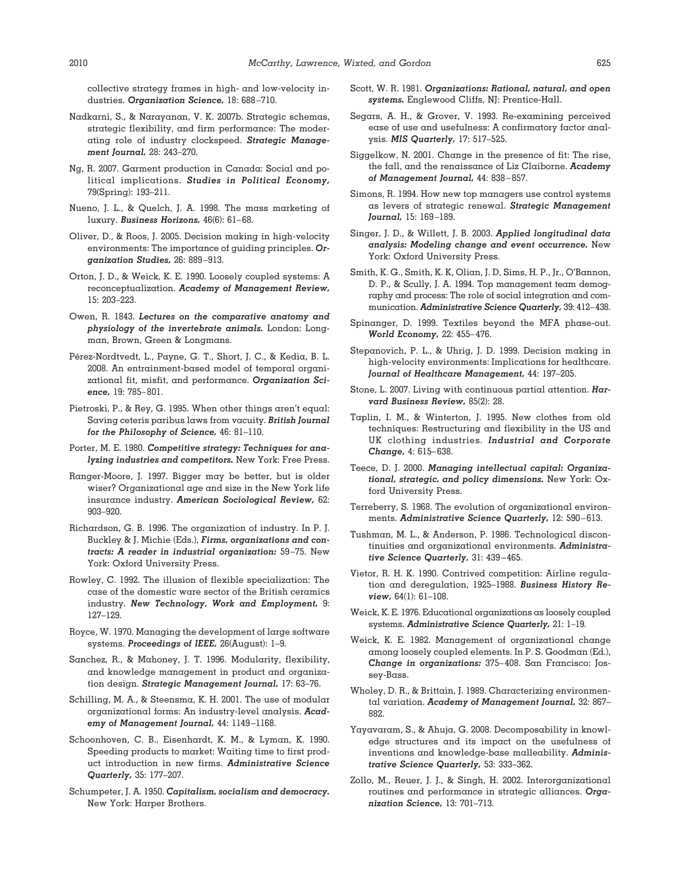collective strategy frames in high- and low-velocity industries. ***Organization Science,*** 18: 688–710.

Nadkarni, S., & Narayanan, V. K. 2007b. Strategic schemas, strategic flexibility, and firm performance: The moderating role of industry clockspeed. ***Strategic Management Journal,*** 28: 243–270.

Ng, R. 2007. Garment production in Canada: Social and political implications. ***Studies in Political Economy,*** 79(Spring): 193–211.

Nueno, J. L., & Quelch, J. A. 1998. The mass marketing of luxury. ***Business Horizons,*** 46(6): 61–68.

Oliver, D., & Roos, J. 2005. Decision making in high-velocity environments: The importance of guiding principles. ***Organization Studies,*** 26: 889–913.

Orton, J. D., & Weick, K. E. 1990. Loosely coupled systems: A reconceptualization. ***Academy of Management Review,*** 15: 203–223.

Owen, R. 1843. ***Lectures on the comparative anatomy and physiology of the invertebrate animals.*** London: Longman, Brown, Green & Longmans.

Pérez-Nordtvedt, L., Payne, G. T., Short, J. C., & Kedia, B. L. 2008. An entrainment-based model of temporal organizational fit, misfit, and performance. ***Organization Science,*** 19: 785–801.

Pietroski, P., & Rey, G. 1995. When other things aren't equal: Saving ceteris paribus laws from vacuity. ***British Journal for the Philosophy of Science,*** 46: 81–110.

Porter, M. E. 1980. ***Competitive strategy: Techniques for analyzing industries and competitors.*** New York: Free Press.

Ranger-Moore, J. 1997. Bigger may be better, but is older wiser? Organizational age and size in the New York life insurance industry. ***American Sociological Review,*** 62: 903–920.

Richardson, G. B. 1996. The organization of industry. In P. J. Buckley & J. Michie (Eds.), ***Firms, organizations and contracts: A reader in industrial organization:*** 59–75. New York: Oxford University Press.

Rowley, C. 1992. The illusion of flexible specialization: The case of the domestic ware sector of the British ceramics industry. ***New Technology, Work and Employment,*** 9: 127–129.

Royce, W. 1970. Managing the development of large software systems. ***Proceedings of IEEE,*** 26(August): 1–9.

Sanchez, R., & Mahoney, J. T. 1996. Modularity, flexibility, and knowledge management in product and organization design. ***Strategic Management Journal,*** 17: 63–76.

Schilling, M. A., & Steensma, K. H. 2001. The use of modular organizational forms: An industry-level analysis. ***Academy of Management Journal,*** 44: 1149–1168.

Schoonhoven, C. B., Eisenhardt, K. M., & Lyman, K. 1990. Speeding products to market: Waiting time to first product introduction in new firms. ***Administrative Science Quarterly,*** 35: 177–207.

Schumpeter, J. A. 1950. ***Capitalism, socialism and democracy.*** New York: Harper Brothers.

Scott, W. R. 1981. ***Organizations: Rational, natural, and open systems.*** Englewood Cliffs, NJ: Prentice-Hall.

Segars, A. H., & Grover, V. 1993. Re-examining perceived ease of use and usefulness: A confirmatory factor analysis. ***MIS Quarterly,*** 17: 517–525.

Siggelkow, N. 2001. Change in the presence of fit: The rise, the fall, and the renaissance of Liz Claiborne. ***Academy of Management Journal,*** 44: 838–857.

Simons, R. 1994. How new top managers use control systems as levers of strategic renewal. ***Strategic Management Journal,*** 15: 169–189.

Singer, J. D., & Willett, J. B. 2003. ***Applied longitudinal data analysis: Modeling change and event occurrence.*** New York: Oxford University Press.

Smith, K. G., Smith, K. K, Olian, J. D, Sims, H. P., Jr., O'Bannon, D. P., & Scully, J. A. 1994. Top management team demography and process: The role of social integration and communication. ***Administrative Science Quarterly,*** 39: 412–438.

Spinanger, D. 1999. Textiles beyond the MFA phase-out. ***World Economy,*** 22: 455–476.

Stepanovich, P. L., & Uhrig, J. D. 1999. Decision making in high-velocity environments: Implications for healthcare. ***Journal of Healthcare Management,*** 44: 197–205.

Stone, L. 2007. Living with continuous partial attention. ***Harvard Business Review,*** 85(2): 28.

Taplin, I. M., & Winterton, J. 1995. New clothes from old techniques: Restructuring and flexibility in the US and UK clothing industries. ***Industrial and Corporate Change,*** 4: 615–638.

Teece, D. J. 2000. ***Managing intellectual capital: Organizational, strategic, and policy dimensions.*** New York: Oxford University Press.

Terreberry, S. 1968. The evolution of organizational environments. ***Administrative Science Quarterly,*** 12: 590–613.

Tushman, M. L., & Anderson, P. 1986. Technological discontinuities and organizational environments. ***Administrative Science Quarterly,*** 31: 439–465.

Vietor, R. H. K. 1990. Contrived competition: Airline regulation and deregulation, 1925–1988. ***Business History Review,*** 64(1): 61–108.

Weick, K. E. 1976. Educational organizations as loosely coupled systems. ***Administrative Science Quarterly,*** 21: 1–19.

Weick, K. E. 1982. Management of organizational change among loosely coupled elements. In P. S. Goodman (Ed.), ***Change in organizations:*** 375–408. San Francisco: Jossey-Bass.

Wholey, D. R., & Brittain, J. 1989. Characterizing environmental variation. ***Academy of Management Journal,*** 32: 867–882.

Yayavaram, S., & Ahuja, G. 2008. Decomposability in knowledge structures and its impact on the usefulness of inventions and knowledge-base malleability. ***Administrative Science Quarterly,*** 53: 333–362.

Zollo, M., Reuer, J. J., & Singh, H. 2002. Interorganizational routines and performance in strategic alliances. ***Organization Science,*** 13: 701–713.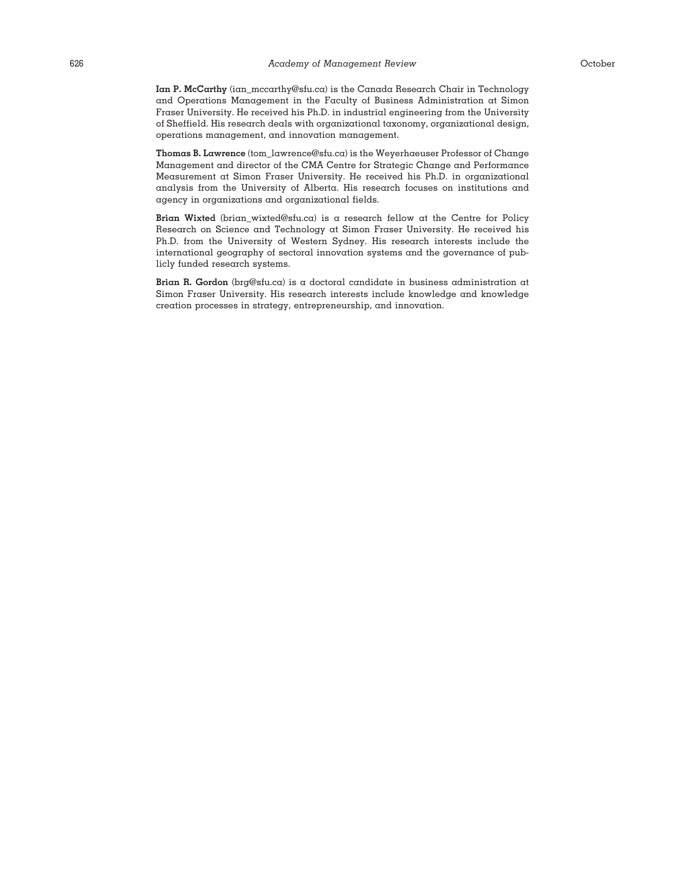**Ian P. McCarthy** (ian_mccarthy@sfu.ca) is the Canada Research Chair in Technology and Operations Management in the Faculty of Business Administration at Simon Fraser University. He received his Ph.D. in industrial engineering from the University of Sheffield. His research deals with organizational taxonomy, organizational design, operations management, and innovation management.

**Thomas B. Lawrence** (tom_lawrence@sfu.ca) is the Weyerhaeuser Professor of Change Management and director of the CMA Centre for Strategic Change and Performance Measurement at Simon Fraser University. He received his Ph.D. in organizational analysis from the University of Alberta. His research focuses on institutions and agency in organizations and organizational fields.

**Brian Wixted** (brian_wixted@sfu.ca) is a research fellow at the Centre for Policy Research on Science and Technology at Simon Fraser University. He received his Ph.D. from the University of Western Sydney. His research interests include the international geography of sectoral innovation systems and the governance of publicly funded research systems.

**Brian R. Gordon** (brg@sfu.ca) is a doctoral candidate in business administration at Simon Fraser University. His research interests include knowledge and knowledge creation processes in strategy, entrepreneurship, and innovation.